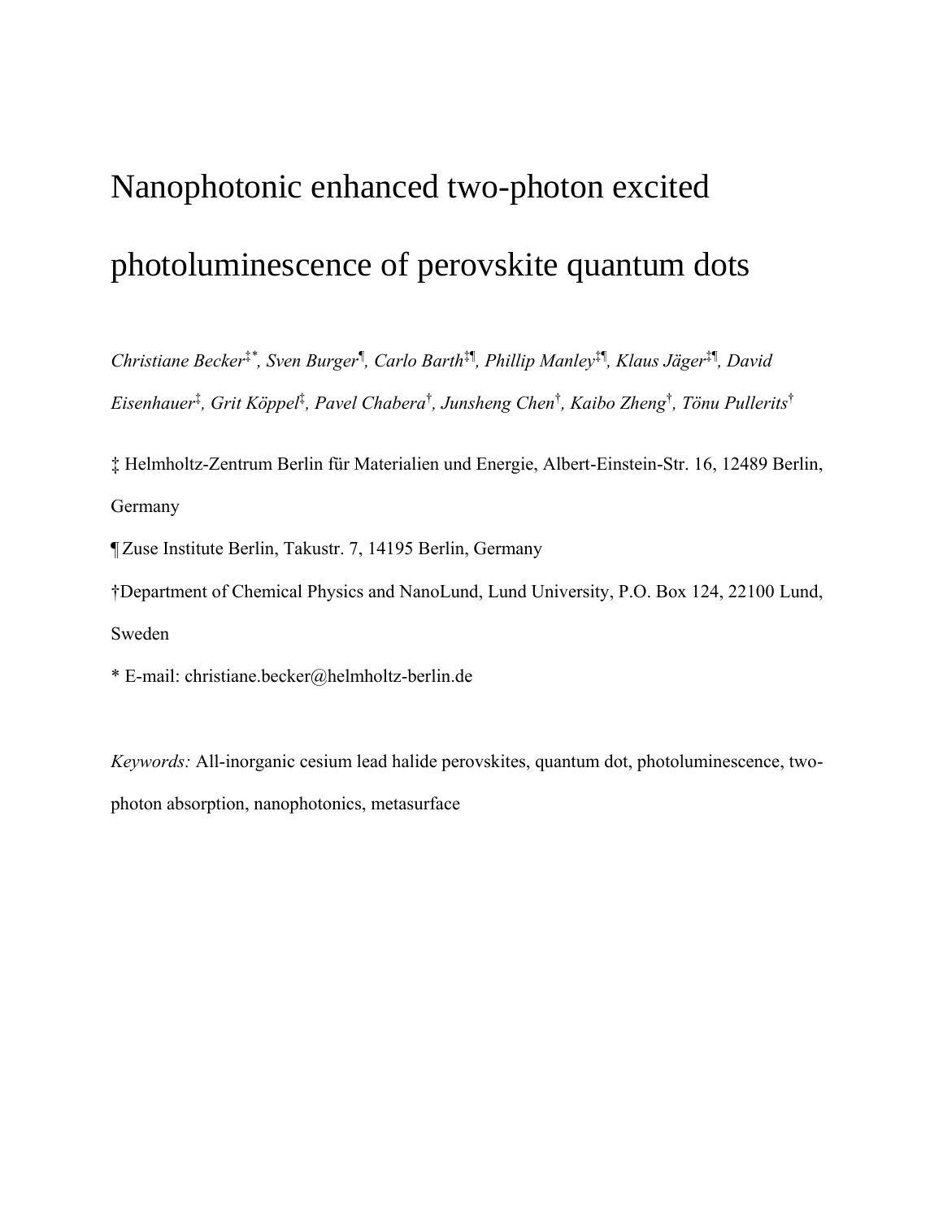# Nanophotonic enhanced two-photon excited photoluminescence of perovskite quantum dots

*Christiane Becker[‡*], Sven Burger[¶], Carlo Barth[‡¶], Phillip Manley[‡¶], Klaus Jäger[‡¶], David Eisenhauer[‡], Grit Köppel[‡], Pavel Chabera[†], Junsheng Chen[†], Kaibo Zheng[†], Tönu Pullerits[†]*

‡ Helmholtz-Zentrum Berlin für Materialien und Energie, Albert-Einstein-Str. 16, 12489 Berlin, Germany

¶ Zuse Institute Berlin, Takustr. 7, 14195 Berlin, Germany

†Department of Chemical Physics and NanoLund, Lund University, P.O. Box 124, 22100 Lund, Sweden

* E-mail: christiane.becker@helmholtz-berlin.de

*Keywords:* All-inorganic cesium lead halide perovskites, quantum dot, photoluminescence, two-photon absorption, nanophotonics, metasurface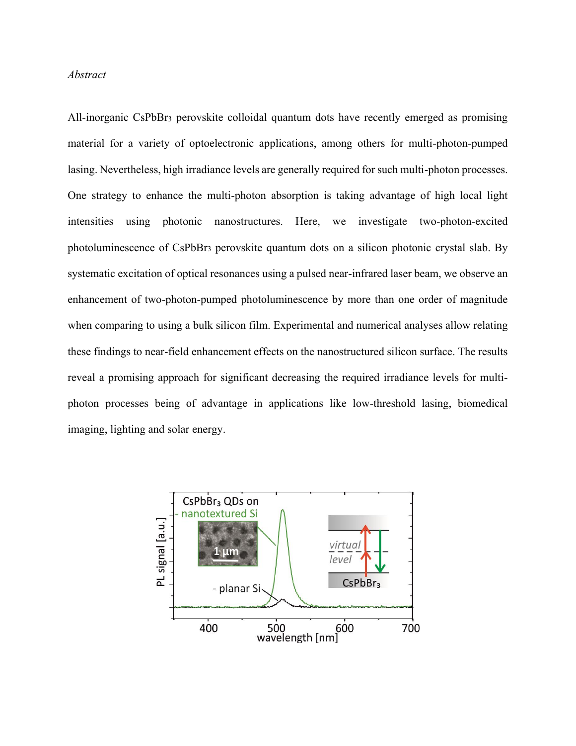*Abstract*

All-inorganic $CsPbBr_3$ perovskite colloidal quantum dots have recently emerged as promising material for a variety of optoelectronic applications, among others for multi-photon-pumped lasing. Nevertheless, high irradiance levels are generally required for such multi-photon processes. One strategy to enhance the multi-photon absorption is taking advantage of high local light intensities using photonic nanostructures. Here, we investigate two-photon-excited photoluminescence of $CsPbBr_3$ perovskite quantum dots on a silicon photonic crystal slab. By systematic excitation of optical resonances using a pulsed near-infrared laser beam, we observe an enhancement of two-photon-pumped photoluminescence by more than one order of magnitude when comparing to using a bulk silicon film. Experimental and numerical analyses allow relating these findings to near-field enhancement effects on the nanostructured silicon surface. The results reveal a promising approach for significant decreasing the required irradiance levels for multi-photon processes being of advantage in applications like low-threshold lasing, biomedical imaging, lighting and solar energy.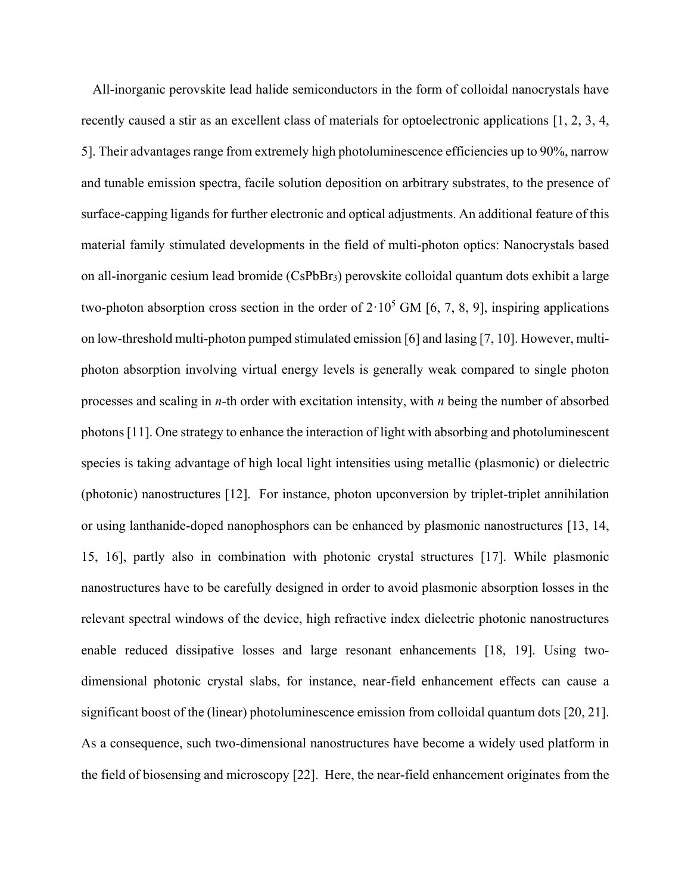All-inorganic perovskite lead halide semiconductors in the form of colloidal nanocrystals have recently caused a stir as an excellent class of materials for optoelectronic applications [1, 2, 3, 4, 5]. Their advantages range from extremely high photoluminescence efficiencies up to 90%, narrow and tunable emission spectra, facile solution deposition on arbitrary substrates, to the presence of surface-capping ligands for further electronic and optical adjustments. An additional feature of this material family stimulated developments in the field of multi-photon optics: Nanocrystals based on all-inorganic cesium lead bromide ($CsPbBr_3$) perovskite colloidal quantum dots exhibit a large two-photon absorption cross section in the order of $2 \cdot 10^5$ GM [6, 7, 8, 9], inspiring applications on low-threshold multi-photon pumped stimulated emission [6] and lasing [7, 10]. However, multi-photon absorption involving virtual energy levels is generally weak compared to single photon processes and scaling in $n$-th order with excitation intensity, with $n$ being the number of absorbed photons [11]. One strategy to enhance the interaction of light with absorbing and photoluminescent species is taking advantage of high local light intensities using metallic (plasmonic) or dielectric (photonic) nanostructures [12]. For instance, photon upconversion by triplet-triplet annihilation or using lanthanide-doped nanophosphors can be enhanced by plasmonic nanostructures [13, 14, 15, 16], partly also in combination with photonic crystal structures [17]. While plasmonic nanostructures have to be carefully designed in order to avoid plasmonic absorption losses in the relevant spectral windows of the device, high refractive index dielectric photonic nanostructures enable reduced dissipative losses and large resonant enhancements [18, 19]. Using two-dimensional photonic crystal slabs, for instance, near-field enhancement effects can cause a significant boost of the (linear) photoluminescence emission from colloidal quantum dots [20, 21]. As a consequence, such two-dimensional nanostructures have become a widely used platform in the field of biosensing and microscopy [22]. Here, the near-field enhancement originates from the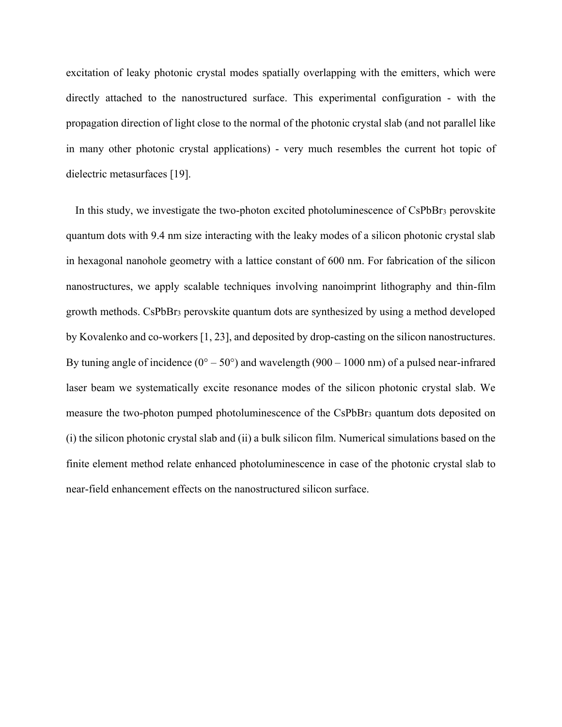excitation of leaky photonic crystal modes spatially overlapping with the emitters, which were directly attached to the nanostructured surface. This experimental configuration - with the propagation direction of light close to the normal of the photonic crystal slab (and not parallel like in many other photonic crystal applications) - very much resembles the current hot topic of dielectric metasurfaces [19].

In this study, we investigate the two-photon excited photoluminescence of $CsPbBr_3$ perovskite quantum dots with 9.4 nm size interacting with the leaky modes of a silicon photonic crystal slab in hexagonal nanohole geometry with a lattice constant of 600 nm. For fabrication of the silicon nanostructures, we apply scalable techniques involving nanoimprint lithography and thin-film growth methods. $CsPbBr_3$ perovskite quantum dots are synthesized by using a method developed by Kovalenko and co-workers [1, 23], and deposited by drop-casting on the silicon nanostructures. By tuning angle of incidence (0° – 50°) and wavelength (900 – 1000 nm) of a pulsed near-infrared laser beam we systematically excite resonance modes of the silicon photonic crystal slab. We measure the two-photon pumped photoluminescence of the $CsPbBr_3$ quantum dots deposited on (i) the silicon photonic crystal slab and (ii) a bulk silicon film. Numerical simulations based on the finite element method relate enhanced photoluminescence in case of the photonic crystal slab to near-field enhancement effects on the nanostructured silicon surface.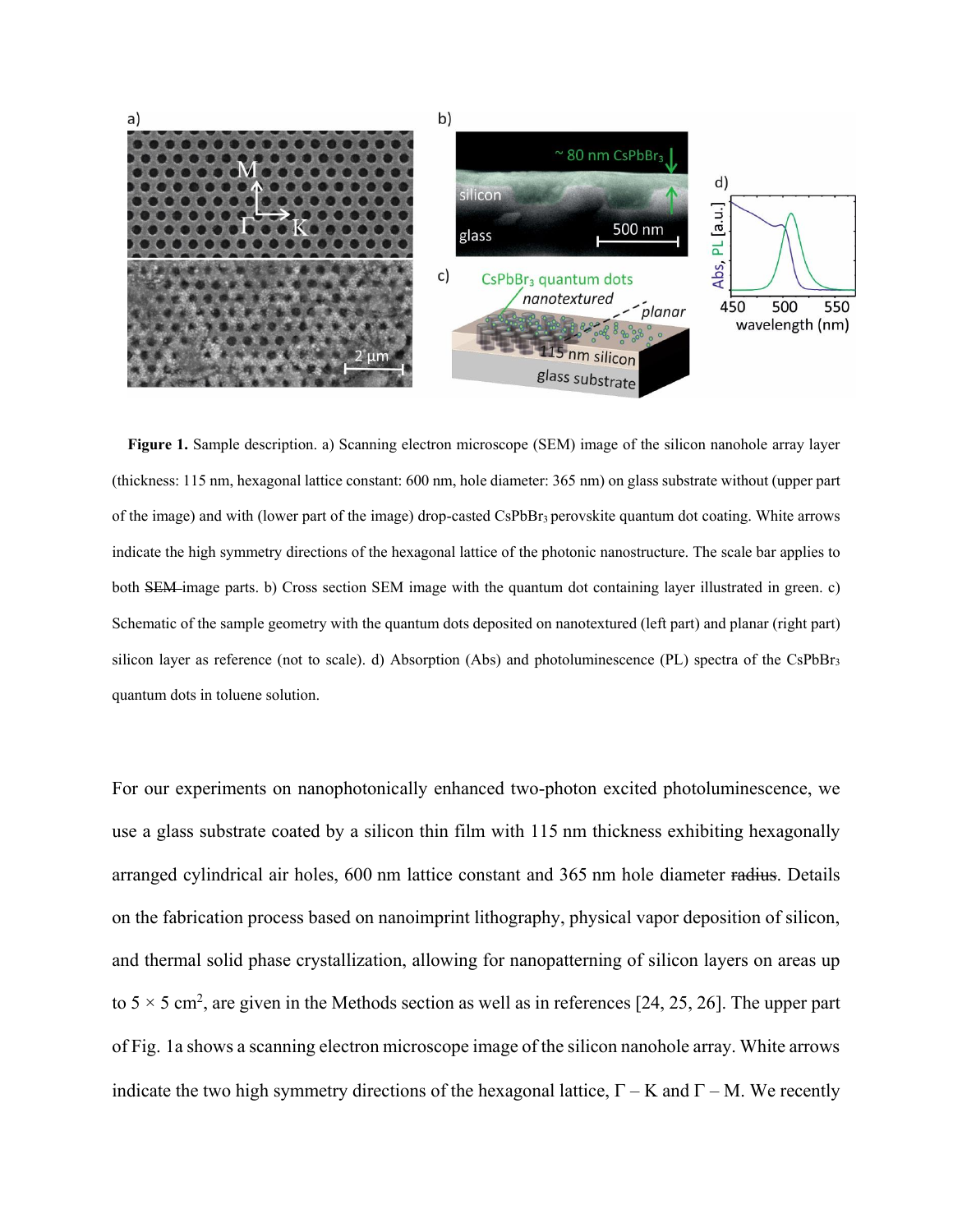**Figure 1.** Sample description. a) Scanning electron microscope (SEM) image of the silicon nanohole array layer (thickness: 115 nm, hexagonal lattice constant: 600 nm, hole diameter: 365 nm) on glass substrate without (upper part of the image) and with (lower part of the image) drop-casted $CsPbBr_3$ perovskite quantum dot coating. White arrows indicate the high symmetry directions of the hexagonal lattice of the photonic nanostructure. The scale bar applies to both ~~SEM~~ image parts. b) Cross section SEM image with the quantum dot containing layer illustrated in green. c) Schematic of the sample geometry with the quantum dots deposited on nanotextured (left part) and planar (right part) silicon layer as reference (not to scale). d) Absorption (Abs) and photoluminescence (PL) spectra of the $CsPbBr_3$ quantum dots in toluene solution.

For our experiments on nanophotonically enhanced two-photon excited photoluminescence, we use a glass substrate coated by a silicon thin film with 115 nm thickness exhibiting hexagonally arranged cylindrical air holes, 600 nm lattice constant and 365 nm hole diameter ~~radius~~. Details on the fabrication process based on nanoimprint lithography, physical vapor deposition of silicon, and thermal solid phase crystallization, allowing for nanopatterning of silicon layers on areas up to 5 × 5 $cm^2$, are given in the Methods section as well as in references [24, 25, 26]. The upper part of Fig. 1a shows a scanning electron microscope image of the silicon nanohole array. White arrows indicate the two high symmetry directions of the hexagonal lattice, Γ – K and Γ – M. We recently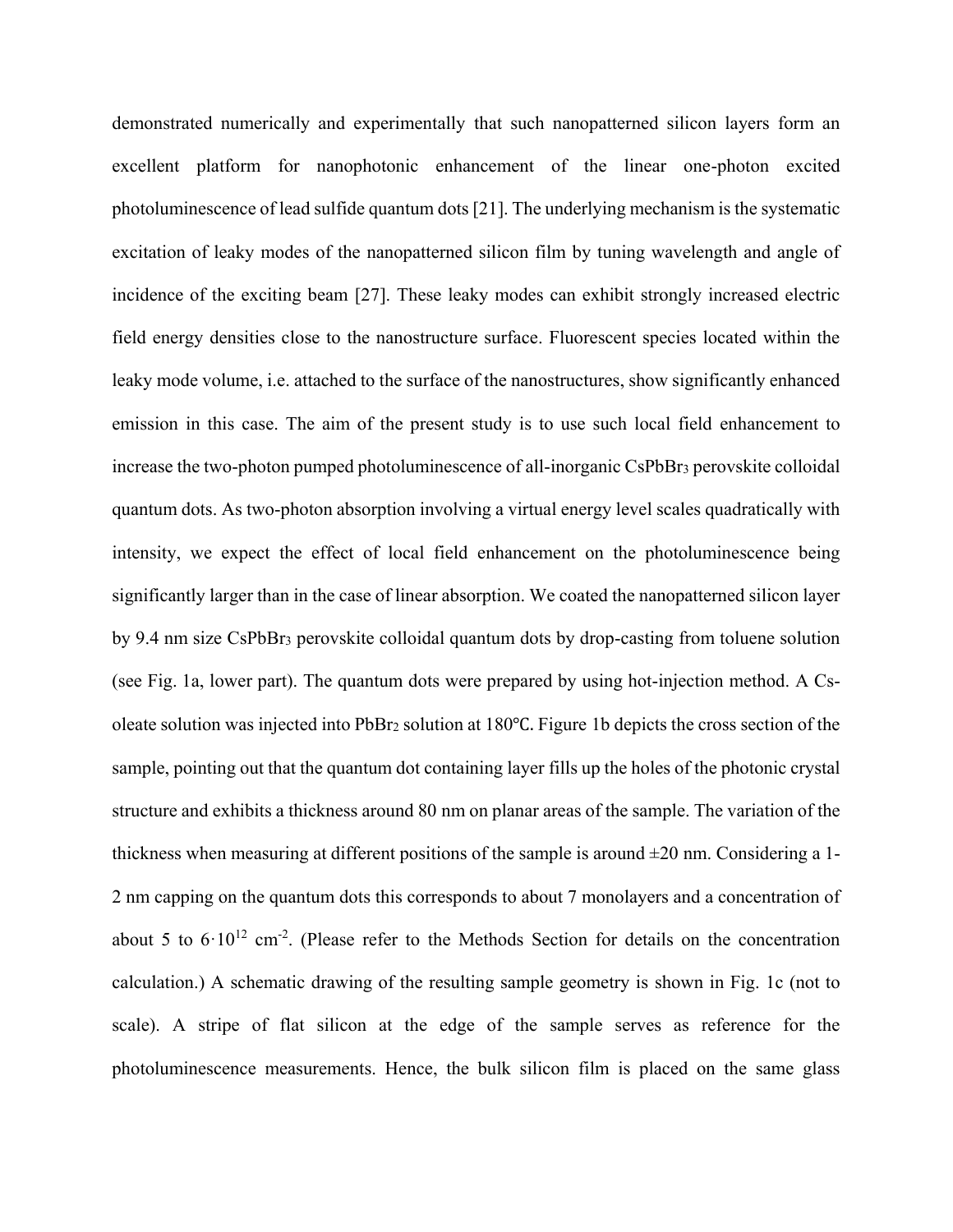demonstrated numerically and experimentally that such nanopatterned silicon layers form an excellent platform for nanophotonic enhancement of the linear one-photon excited photoluminescence of lead sulfide quantum dots [21]. The underlying mechanism is the systematic excitation of leaky modes of the nanopatterned silicon film by tuning wavelength and angle of incidence of the exciting beam [27]. These leaky modes can exhibit strongly increased electric field energy densities close to the nanostructure surface. Fluorescent species located within the leaky mode volume, i.e. attached to the surface of the nanostructures, show significantly enhanced emission in this case. The aim of the present study is to use such local field enhancement to increase the two-photon pumped photoluminescence of all-inorganic $CsPbBr_3$ perovskite colloidal quantum dots. As two-photon absorption involving a virtual energy level scales quadratically with intensity, we expect the effect of local field enhancement on the photoluminescence being significantly larger than in the case of linear absorption. We coated the nanopatterned silicon layer by 9.4 nm size $CsPbBr_3$ perovskite colloidal quantum dots by drop-casting from toluene solution (see Fig. 1a, lower part). The quantum dots were prepared by using hot-injection method. A Cs-oleate solution was injected into $PbBr_2$ solution at 180°C. Figure 1b depicts the cross section of the sample, pointing out that the quantum dot containing layer fills up the holes of the photonic crystal structure and exhibits a thickness around 80 nm on planar areas of the sample. The variation of the thickness when measuring at different positions of the sample is around ±20 nm. Considering a 1-2 nm capping on the quantum dots this corresponds to about 7 monolayers and a concentration of about 5 to $6 \cdot 10^{12}$ $cm^{-2}$. (Please refer to the Methods Section for details on the concentration calculation.) A schematic drawing of the resulting sample geometry is shown in Fig. 1c (not to scale). A stripe of flat silicon at the edge of the sample serves as reference for the photoluminescence measurements. Hence, the bulk silicon film is placed on the same glass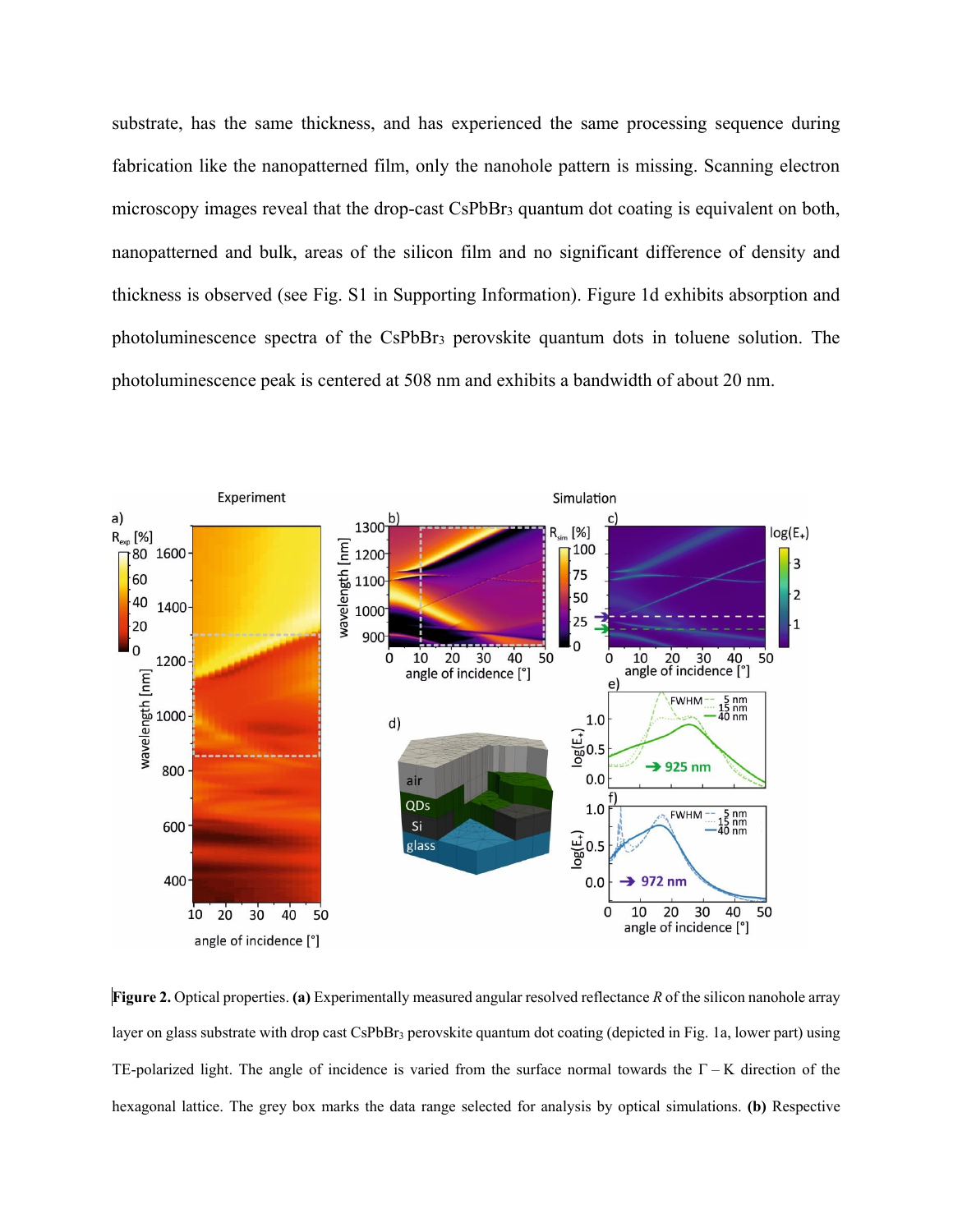substrate, has the same thickness, and has experienced the same processing sequence during fabrication like the nanopatterned film, only the nanohole pattern is missing. Scanning electron microscopy images reveal that the drop-cast $CsPbBr_3$ quantum dot coating is equivalent on both, nanopatterned and bulk, areas of the silicon film and no significant difference of density and thickness is observed (see Fig. S1 in Supporting Information). Figure 1d exhibits absorption and photoluminescence spectra of the $CsPbBr_3$ perovskite quantum dots in toluene solution. The photoluminescence peak is centered at 508 nm and exhibits a bandwidth of about 20 nm.

**Figure 2.** Optical properties. **(a)** Experimentally measured angular resolved reflectance *R* of the silicon nanohole array layer on glass substrate with drop cast $CsPbBr_3$ perovskite quantum dot coating (depicted in Fig. 1a, lower part) using TE-polarized light. The angle of incidence is varied from the surface normal towards the $\Gamma - K$ direction of the hexagonal lattice. The grey box marks the data range selected for analysis by optical simulations. **(b)** Respective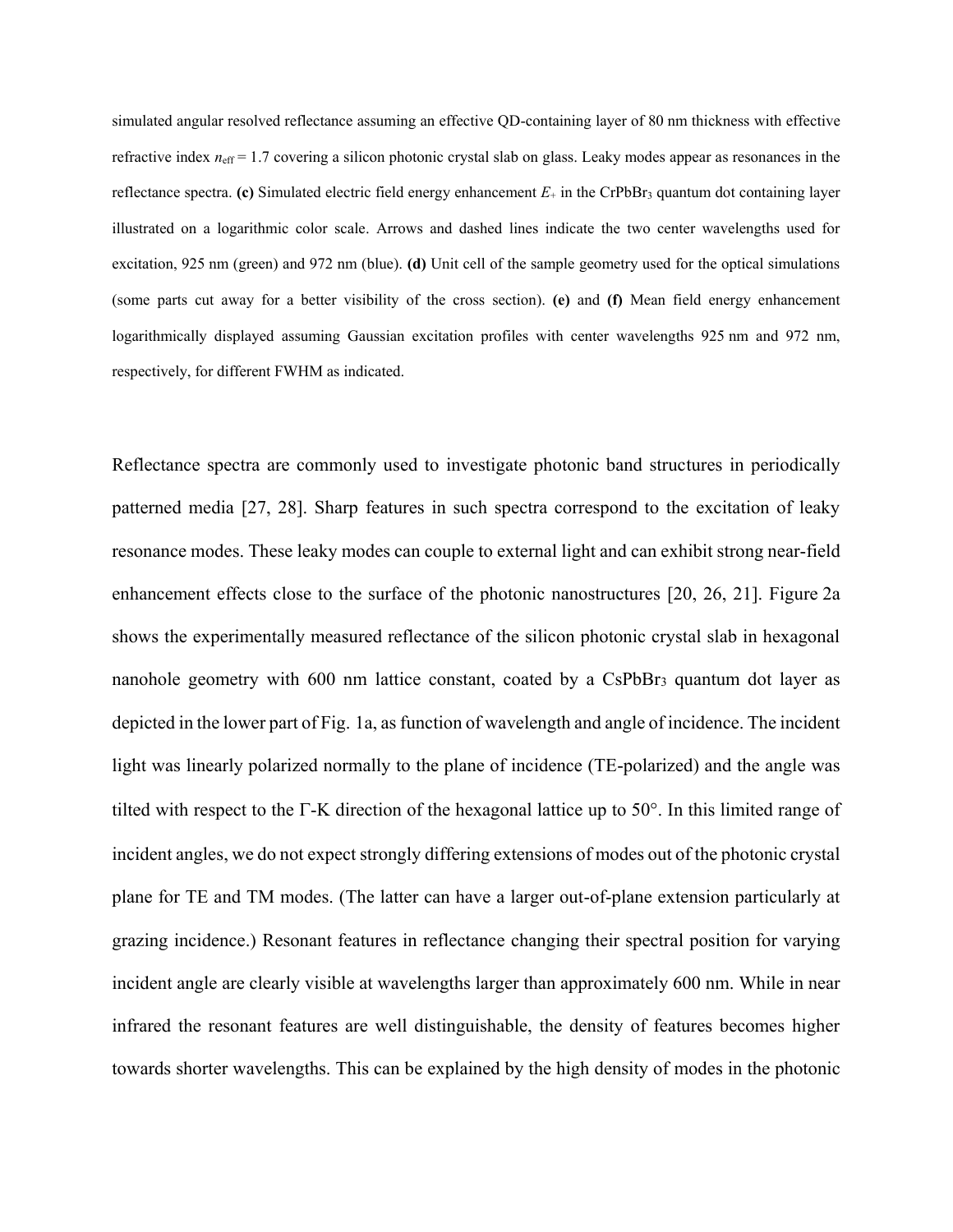simulated angular resolved reflectance assuming an effective QD-containing layer of 80 nm thickness with effective refractive index $n_{eff} = 1.7$ covering a silicon photonic crystal slab on glass. Leaky modes appear as resonances in the reflectance spectra. **(c)** Simulated electric field energy enhancement $E_+$ in the $CrPbBr_3$ quantum dot containing layer illustrated on a logarithmic color scale. Arrows and dashed lines indicate the two center wavelengths used for excitation, 925 nm (green) and 972 nm (blue). **(d)** Unit cell of the sample geometry used for the optical simulations (some parts cut away for a better visibility of the cross section). **(e)** and **(f)** Mean field energy enhancement logarithmically displayed assuming Gaussian excitation profiles with center wavelengths 925 nm and 972 nm, respectively, for different FWHM as indicated.

Reflectance spectra are commonly used to investigate photonic band structures in periodically patterned media [27, 28]. Sharp features in such spectra correspond to the excitation of leaky resonance modes. These leaky modes can couple to external light and can exhibit strong near-field enhancement effects close to the surface of the photonic nanostructures [20, 26, 21]. Figure 2a shows the experimentally measured reflectance of the silicon photonic crystal slab in hexagonal nanohole geometry with 600 nm lattice constant, coated by a $CsPbBr_3$ quantum dot layer as depicted in the lower part of Fig. 1a, as function of wavelength and angle of incidence. The incident light was linearly polarized normally to the plane of incidence (TE-polarized) and the angle was tilted with respect to the Γ-K direction of the hexagonal lattice up to 50°. In this limited range of incident angles, we do not expect strongly differing extensions of modes out of the photonic crystal plane for TE and TM modes. (The latter can have a larger out-of-plane extension particularly at grazing incidence.) Resonant features in reflectance changing their spectral position for varying incident angle are clearly visible at wavelengths larger than approximately 600 nm. While in near infrared the resonant features are well distinguishable, the density of features becomes higher towards shorter wavelengths. This can be explained by the high density of modes in the photonic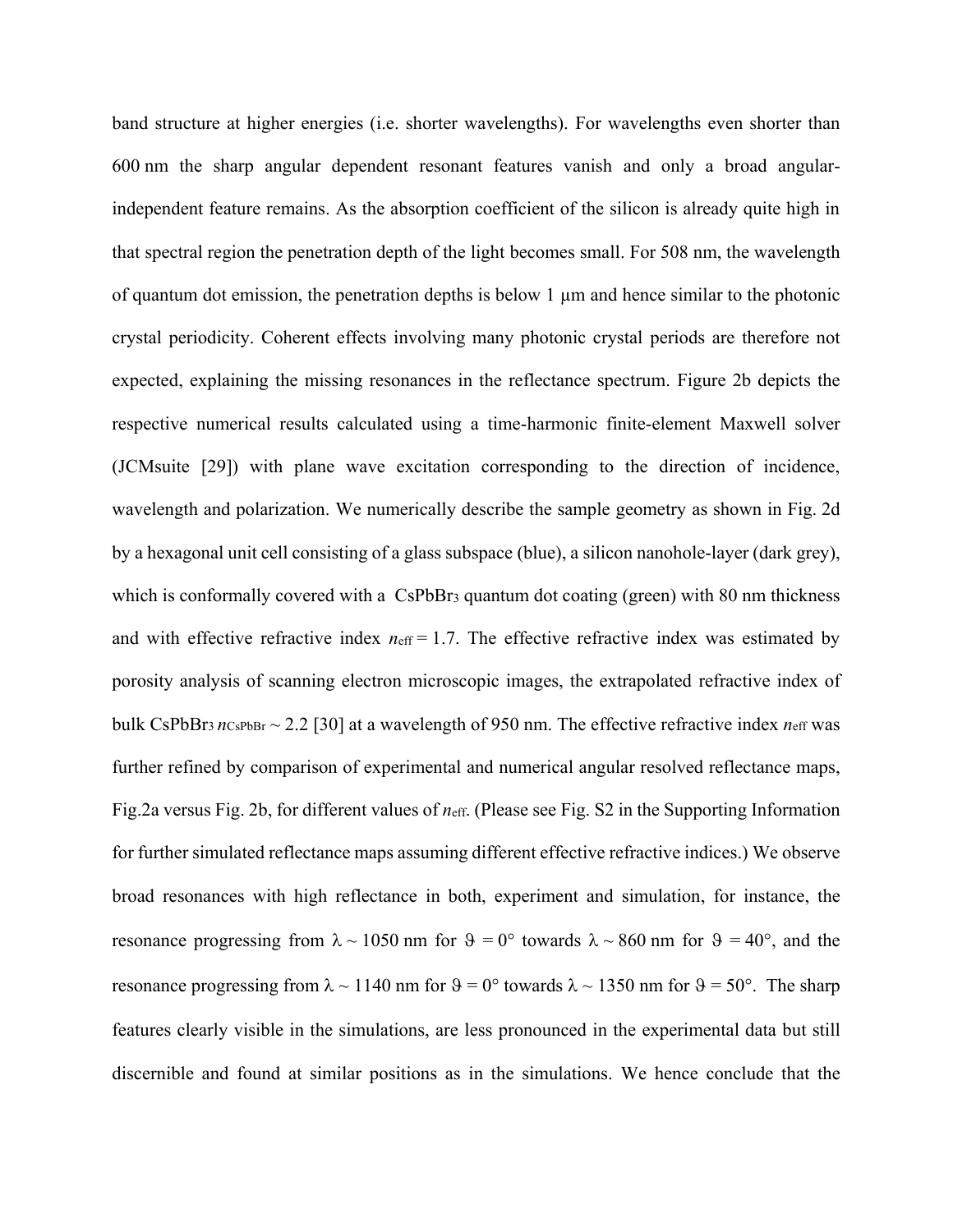band structure at higher energies (i.e. shorter wavelengths). For wavelengths even shorter than 600 nm the sharp angular dependent resonant features vanish and only a broad angular-independent feature remains. As the absorption coefficient of the silicon is already quite high in that spectral region the penetration depth of the light becomes small. For 508 nm, the wavelength of quantum dot emission, the penetration depths is below 1 μm and hence similar to the photonic crystal periodicity. Coherent effects involving many photonic crystal periods are therefore not expected, explaining the missing resonances in the reflectance spectrum. Figure 2b depicts the respective numerical results calculated using a time-harmonic finite-element Maxwell solver (JCMsuite [29]) with plane wave excitation corresponding to the direction of incidence, wavelength and polarization. We numerically describe the sample geometry as shown in Fig. 2d by a hexagonal unit cell consisting of a glass subspace (blue), a silicon nanohole-layer (dark grey), which is conformally covered with a $CsPbBr_3$ quantum dot coating (green) with 80 nm thickness and with effective refractive index $n_{eff} = 1.7$. The effective refractive index was estimated by porosity analysis of scanning electron microscopic images, the extrapolated refractive index of bulk $CsPbBr_3$ $n_{CsPbBr} \sim 2.2$ [30] at a wavelength of 950 nm. The effective refractive index $n_{eff}$ was further refined by comparison of experimental and numerical angular resolved reflectance maps, Fig.2a versus Fig. 2b, for different values of $n_{eff}$. (Please see Fig. S2 in the Supporting Information for further simulated reflectance maps assuming different effective refractive indices.) We observe broad resonances with high reflectance in both, experiment and simulation, for instance, the resonance progressing from $\lambda \sim 1050$ nm for $\vartheta = 0°$ towards $\lambda \sim 860$ nm for $\vartheta = 40°$, and the resonance progressing from $\lambda \sim 1140$ nm for $\vartheta = 0°$ towards $\lambda \sim 1350$ nm for $\vartheta = 50°$. The sharp features clearly visible in the simulations, are less pronounced in the experimental data but still discernible and found at similar positions as in the simulations. We hence conclude that the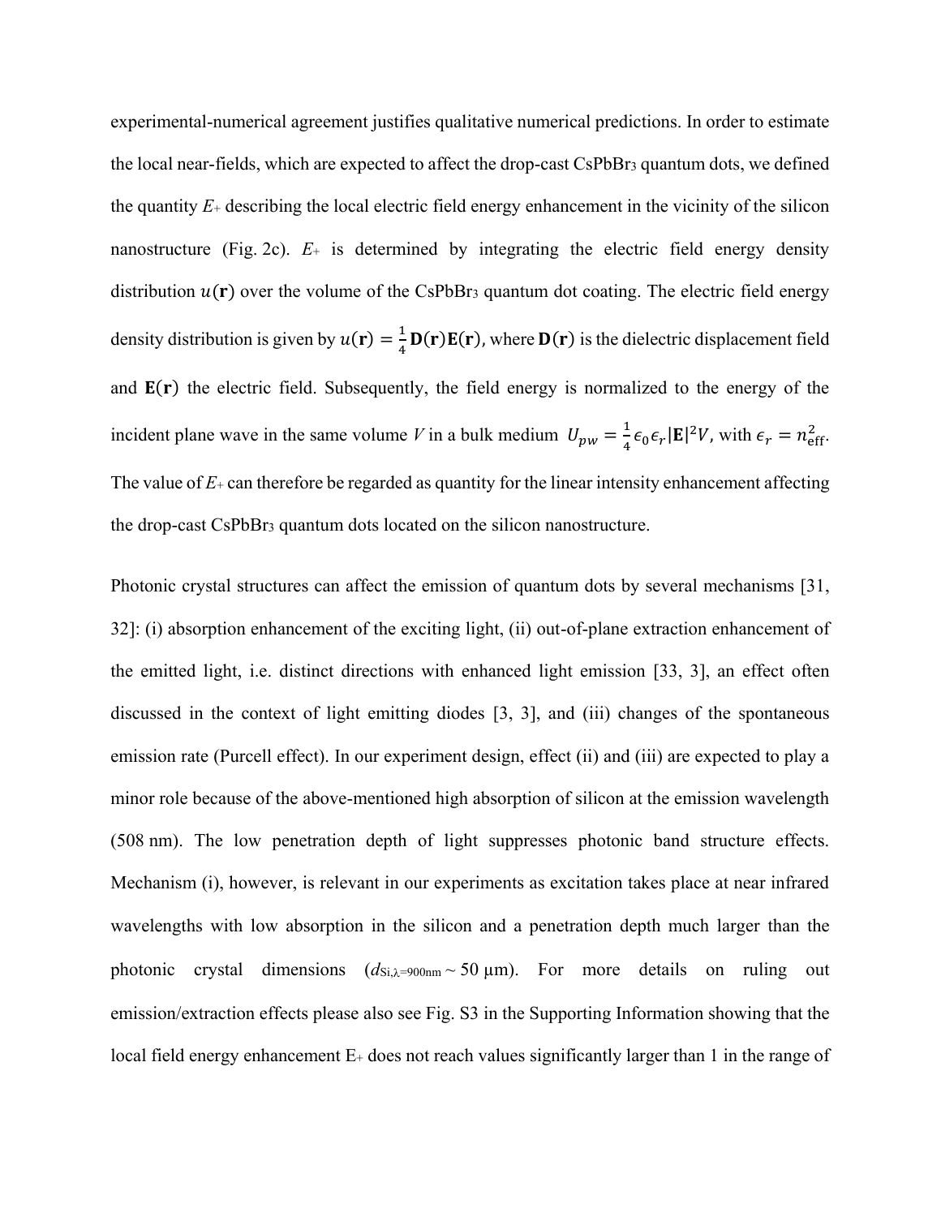experimental-numerical agreement justifies qualitative numerical predictions. In order to estimate the local near-fields, which are expected to affect the drop-cast $CsPbBr_3$ quantum dots, we defined the quantity $E_+$ describing the local electric field energy enhancement in the vicinity of the silicon nanostructure (Fig. 2c). $E_+$ is determined by integrating the electric field energy density distribution $u(\mathbf{r})$ over the volume of the $CsPbBr_3$ quantum dot coating. The electric field energy density distribution is given by $u(\mathbf{r}) = \frac{1}{4}\mathbf{D}(\mathbf{r})\mathbf{E}(\mathbf{r})$, where $\mathbf{D}(\mathbf{r})$ is the dielectric displacement field and $\mathbf{E}(\mathbf{r})$ the electric field. Subsequently, the field energy is normalized to the energy of the incident plane wave in the same volume $V$ in a bulk medium $U_{pw} = \frac{1}{4}\epsilon_0\epsilon_r|\mathbf{E}|^2 V$, with $\epsilon_r = n_{\text{eff}}^2$. The value of $E_+$ can therefore be regarded as quantity for the linear intensity enhancement affecting the drop-cast $CsPbBr_3$ quantum dots located on the silicon nanostructure.

Photonic crystal structures can affect the emission of quantum dots by several mechanisms [31, 32]: (i) absorption enhancement of the exciting light, (ii) out-of-plane extraction enhancement of the emitted light, i.e. distinct directions with enhanced light emission [33, 3], an effect often discussed in the context of light emitting diodes [3, 3], and (iii) changes of the spontaneous emission rate (Purcell effect). In our experiment design, effect (ii) and (iii) are expected to play a minor role because of the above-mentioned high absorption of silicon at the emission wavelength (508 nm). The low penetration depth of light suppresses photonic band structure effects. Mechanism (i), however, is relevant in our experiments as excitation takes place at near infrared wavelengths with low absorption in the silicon and a penetration depth much larger than the photonic crystal dimensions ($d_{\text{Si},\lambda=900\text{nm}} \sim 50$ µm). For more details on ruling out emission/extraction effects please also see Fig. S3 in the Supporting Information showing that the local field energy enhancement $E_+$ does not reach values significantly larger than 1 in the range of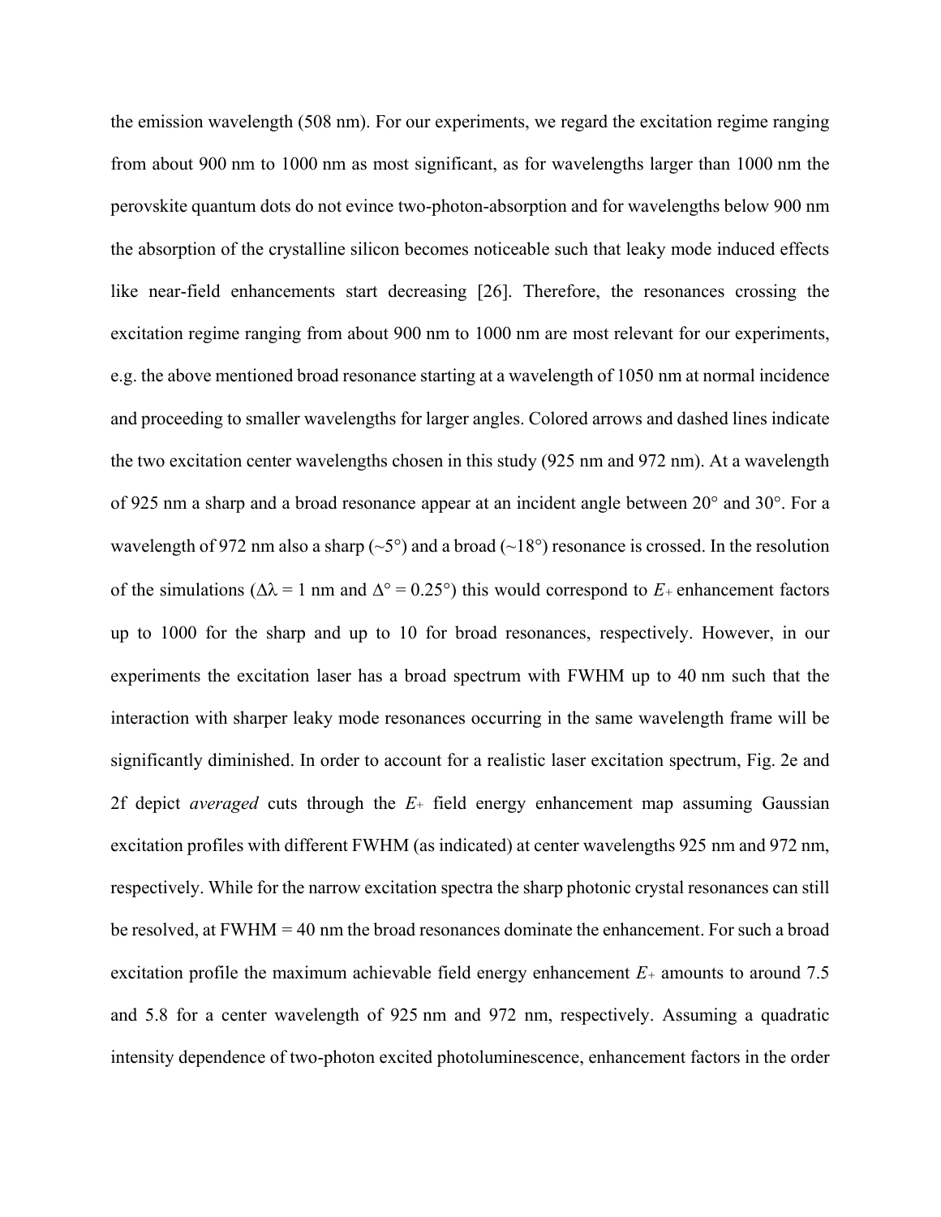the emission wavelength (508 nm). For our experiments, we regard the excitation regime ranging from about 900 nm to 1000 nm as most significant, as for wavelengths larger than 1000 nm the perovskite quantum dots do not evince two-photon-absorption and for wavelengths below 900 nm the absorption of the crystalline silicon becomes noticeable such that leaky mode induced effects like near-field enhancements start decreasing [26]. Therefore, the resonances crossing the excitation regime ranging from about 900 nm to 1000 nm are most relevant for our experiments, e.g. the above mentioned broad resonance starting at a wavelength of 1050 nm at normal incidence and proceeding to smaller wavelengths for larger angles. Colored arrows and dashed lines indicate the two excitation center wavelengths chosen in this study (925 nm and 972 nm). At a wavelength of 925 nm a sharp and a broad resonance appear at an incident angle between 20° and 30°. For a wavelength of 972 nm also a sharp (~5°) and a broad (~18°) resonance is crossed. In the resolution of the simulations ($\Delta\lambda = 1$ nm and $\Delta° = 0.25°$) this would correspond to $E_+$ enhancement factors up to 1000 for the sharp and up to 10 for broad resonances, respectively. However, in our experiments the excitation laser has a broad spectrum with FWHM up to 40 nm such that the interaction with sharper leaky mode resonances occurring in the same wavelength frame will be significantly diminished. In order to account for a realistic laser excitation spectrum, Fig. 2e and 2f depict *averaged* cuts through the $E_+$ field energy enhancement map assuming Gaussian excitation profiles with different FWHM (as indicated) at center wavelengths 925 nm and 972 nm, respectively. While for the narrow excitation spectra the sharp photonic crystal resonances can still be resolved, at FWHM = 40 nm the broad resonances dominate the enhancement. For such a broad excitation profile the maximum achievable field energy enhancement $E_+$ amounts to around 7.5 and 5.8 for a center wavelength of 925 nm and 972 nm, respectively. Assuming a quadratic intensity dependence of two-photon excited photoluminescence, enhancement factors in the order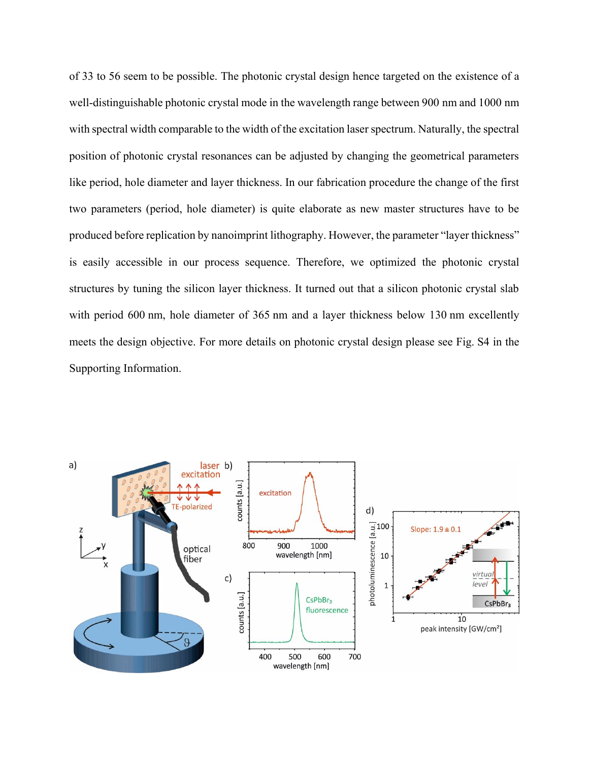of 33 to 56 seem to be possible. The photonic crystal design hence targeted on the existence of a well-distinguishable photonic crystal mode in the wavelength range between 900 nm and 1000 nm with spectral width comparable to the width of the excitation laser spectrum. Naturally, the spectral position of photonic crystal resonances can be adjusted by changing the geometrical parameters like period, hole diameter and layer thickness. In our fabrication procedure the change of the first two parameters (period, hole diameter) is quite elaborate as new master structures have to be produced before replication by nanoimprint lithography. However, the parameter "layer thickness" is easily accessible in our process sequence. Therefore, we optimized the photonic crystal structures by tuning the silicon layer thickness. It turned out that a silicon photonic crystal slab with period 600 nm, hole diameter of 365 nm and a layer thickness below 130 nm excellently meets the design objective. For more details on photonic crystal design please see Fig. S4 in the Supporting Information.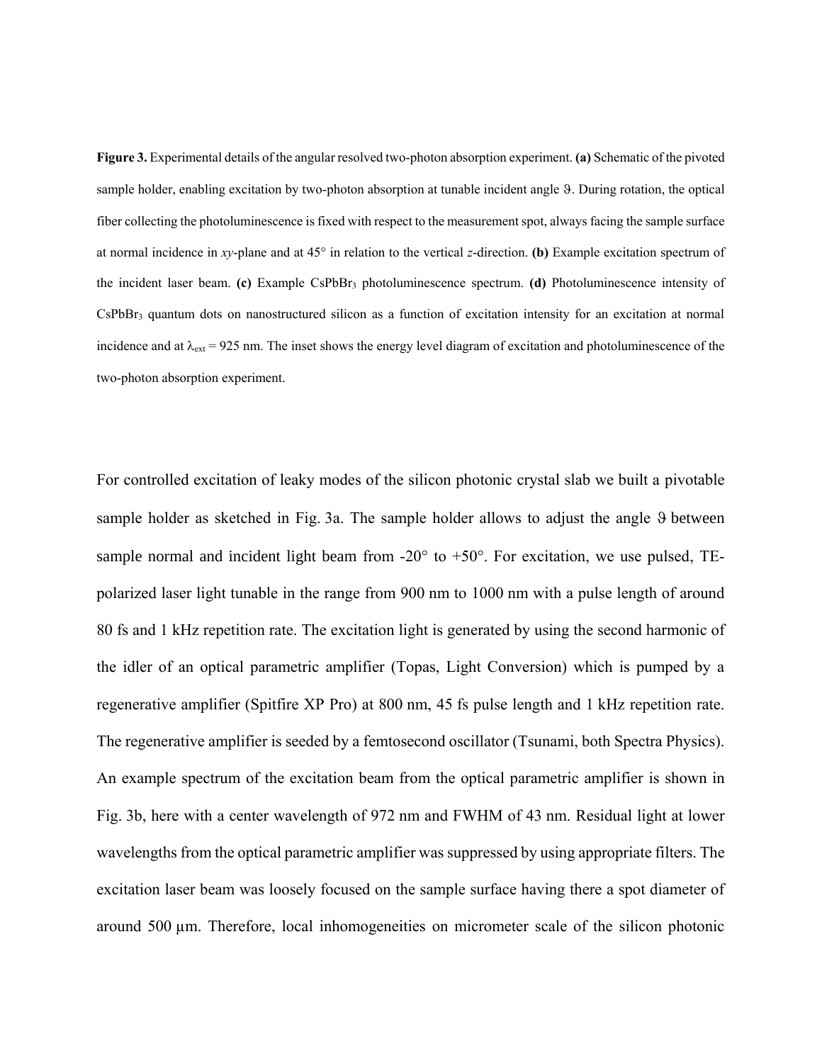**Figure 3.** Experimental details of the angular resolved two-photon absorption experiment. **(a)** Schematic of the pivoted sample holder, enabling excitation by two-photon absorption at tunable incident angle ϑ. During rotation, the optical fiber collecting the photoluminescence is fixed with respect to the measurement spot, always facing the sample surface at normal incidence in *xy*-plane and at 45° in relation to the vertical *z*-direction. **(b)** Example excitation spectrum of the incident laser beam. **(c)** Example $CsPbBr_3$ photoluminescence spectrum. **(d)** Photoluminescence intensity of $CsPbBr_3$ quantum dots on nanostructured silicon as a function of excitation intensity for an excitation at normal incidence and at $\lambda_{ext}$ = 925 nm. The inset shows the energy level diagram of excitation and photoluminescence of the two-photon absorption experiment.

For controlled excitation of leaky modes of the silicon photonic crystal slab we built a pivotable sample holder as sketched in Fig. 3a. The sample holder allows to adjust the angle ϑ between sample normal and incident light beam from -20° to +50°. For excitation, we use pulsed, TE-polarized laser light tunable in the range from 900 nm to 1000 nm with a pulse length of around 80 fs and 1 kHz repetition rate. The excitation light is generated by using the second harmonic of the idler of an optical parametric amplifier (Topas, Light Conversion) which is pumped by a regenerative amplifier (Spitfire XP Pro) at 800 nm, 45 fs pulse length and 1 kHz repetition rate. The regenerative amplifier is seeded by a femtosecond oscillator (Tsunami, both Spectra Physics). An example spectrum of the excitation beam from the optical parametric amplifier is shown in Fig. 3b, here with a center wavelength of 972 nm and FWHM of 43 nm. Residual light at lower wavelengths from the optical parametric amplifier was suppressed by using appropriate filters. The excitation laser beam was loosely focused on the sample surface having there a spot diameter of around 500 µm. Therefore, local inhomogeneities on micrometer scale of the silicon photonic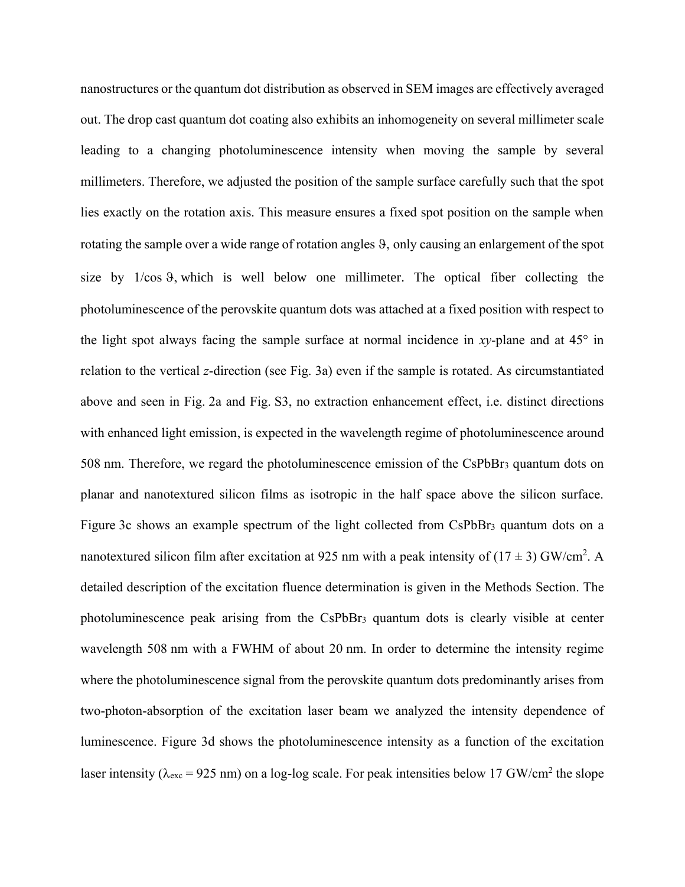nanostructures or the quantum dot distribution as observed in SEM images are effectively averaged out. The drop cast quantum dot coating also exhibits an inhomogeneity on several millimeter scale leading to a changing photoluminescence intensity when moving the sample by several millimeters. Therefore, we adjusted the position of the sample surface carefully such that the spot lies exactly on the rotation axis. This measure ensures a fixed spot position on the sample when rotating the sample over a wide range of rotation angles $\vartheta$, only causing an enlargement of the spot size by $1/\cos \vartheta$, which is well below one millimeter. The optical fiber collecting the photoluminescence of the perovskite quantum dots was attached at a fixed position with respect to the light spot always facing the sample surface at normal incidence in *xy*-plane and at 45° in relation to the vertical *z*-direction (see Fig. 3a) even if the sample is rotated. As circumstantiated above and seen in Fig. 2a and Fig. S3, no extraction enhancement effect, i.e. distinct directions with enhanced light emission, is expected in the wavelength regime of photoluminescence around 508 nm. Therefore, we regard the photoluminescence emission of the $CsPbBr_3$ quantum dots on planar and nanotextured silicon films as isotropic in the half space above the silicon surface. Figure 3c shows an example spectrum of the light collected from $CsPbBr_3$ quantum dots on a nanotextured silicon film after excitation at 925 nm with a peak intensity of $(17 \pm 3)$ GW/cm$^2$. A detailed description of the excitation fluence determination is given in the Methods Section. The photoluminescence peak arising from the $CsPbBr_3$ quantum dots is clearly visible at center wavelength 508 nm with a FWHM of about 20 nm. In order to determine the intensity regime where the photoluminescence signal from the perovskite quantum dots predominantly arises from two-photon-absorption of the excitation laser beam we analyzed the intensity dependence of luminescence. Figure 3d shows the photoluminescence intensity as a function of the excitation laser intensity ($\lambda_{exc} = 925$ nm) on a log-log scale. For peak intensities below 17 GW/cm$^2$ the slope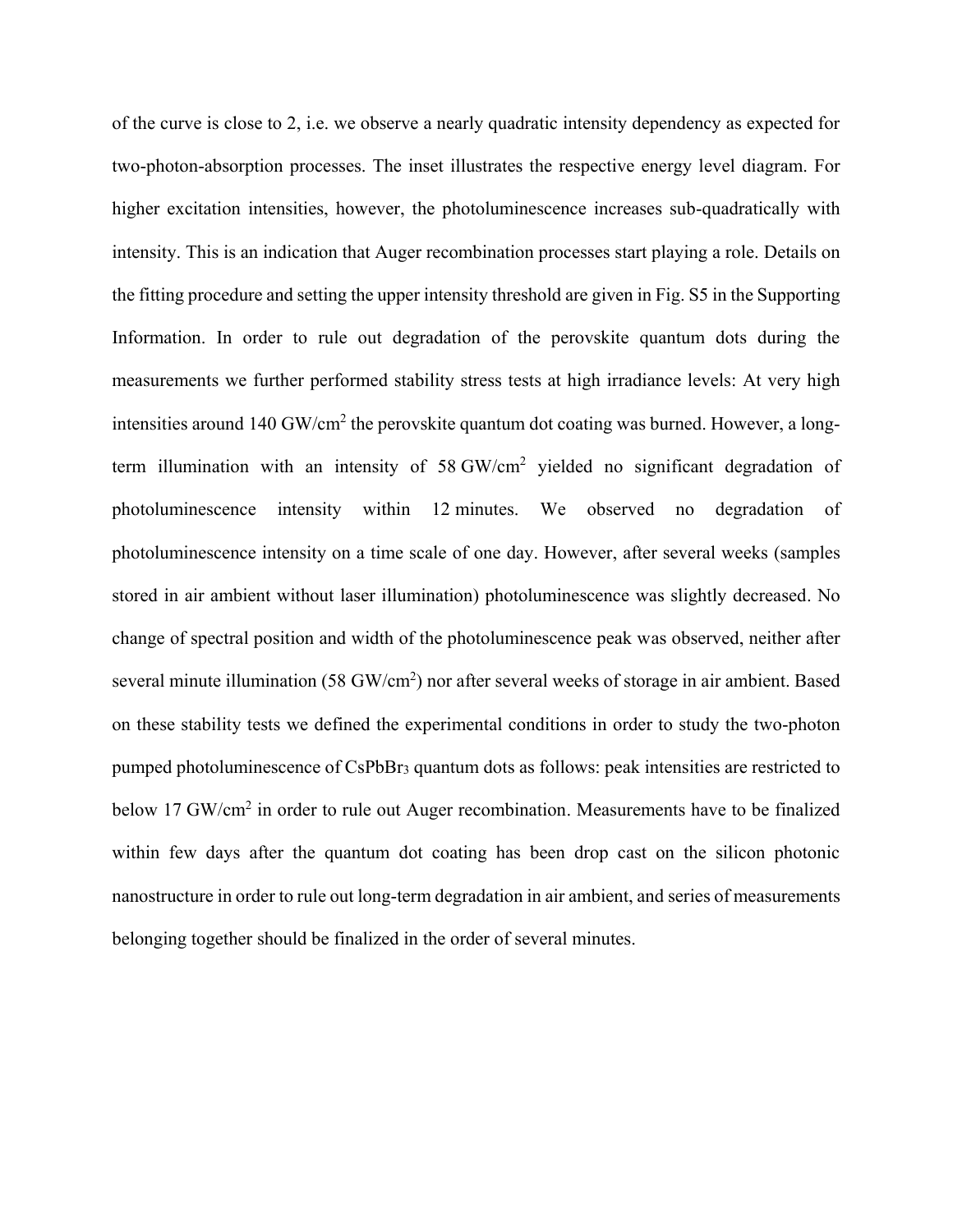of the curve is close to 2, i.e. we observe a nearly quadratic intensity dependency as expected for two-photon-absorption processes. The inset illustrates the respective energy level diagram. For higher excitation intensities, however, the photoluminescence increases sub-quadratically with intensity. This is an indication that Auger recombination processes start playing a role. Details on the fitting procedure and setting the upper intensity threshold are given in Fig. S5 in the Supporting Information. In order to rule out degradation of the perovskite quantum dots during the measurements we further performed stability stress tests at high irradiance levels: At very high intensities around 140 GW/cm$^2$ the perovskite quantum dot coating was burned. However, a long-term illumination with an intensity of 58 GW/cm$^2$ yielded no significant degradation of photoluminescence intensity within 12 minutes. We observed no degradation of photoluminescence intensity on a time scale of one day. However, after several weeks (samples stored in air ambient without laser illumination) photoluminescence was slightly decreased. No change of spectral position and width of the photoluminescence peak was observed, neither after several minute illumination (58 GW/cm$^2$) nor after several weeks of storage in air ambient. Based on these stability tests we defined the experimental conditions in order to study the two-photon pumped photoluminescence of $CsPbBr_3$ quantum dots as follows: peak intensities are restricted to below 17 GW/cm$^2$ in order to rule out Auger recombination. Measurements have to be finalized within few days after the quantum dot coating has been drop cast on the silicon photonic nanostructure in order to rule out long-term degradation in air ambient, and series of measurements belonging together should be finalized in the order of several minutes.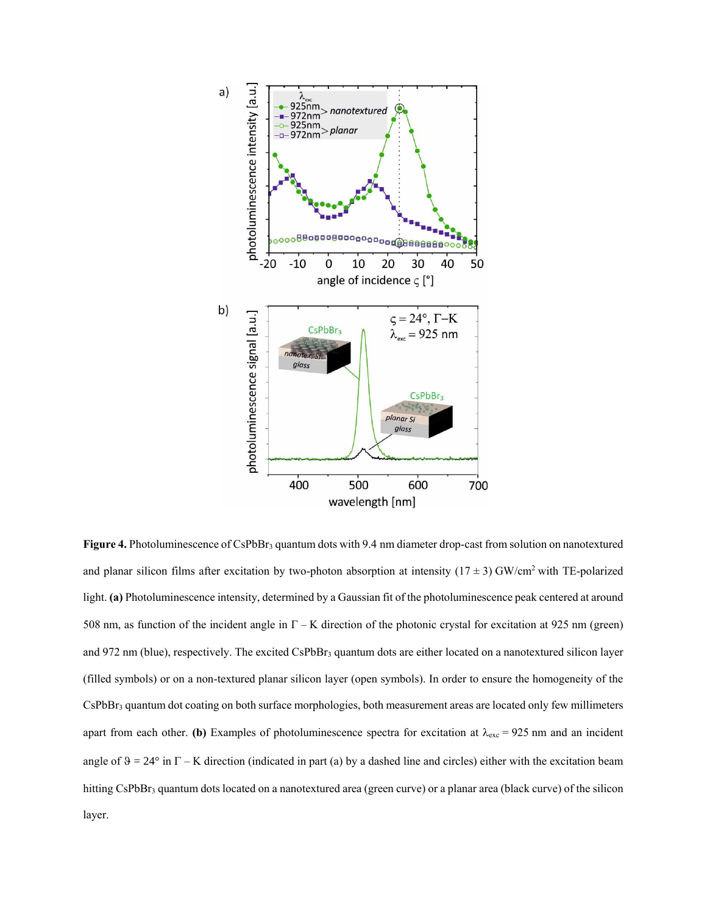**Figure 4.** Photoluminescence of $CsPbBr_3$ quantum dots with 9.4 nm diameter drop-cast from solution on nanotextured and planar silicon films after excitation by two-photon absorption at intensity $(17 \pm 3)$ $GW/cm^2$ with TE-polarized light. **(a)** Photoluminescence intensity, determined by a Gaussian fit of the photoluminescence peak centered at around 508 nm, as function of the incident angle in $\Gamma - K$ direction of the photonic crystal for excitation at 925 nm (green) and 972 nm (blue), respectively. The excited $CsPbBr_3$ quantum dots are either located on a nanotextured silicon layer (filled symbols) or on a non-textured planar silicon layer (open symbols). In order to ensure the homogeneity of the $CsPbBr_3$ quantum dot coating on both surface morphologies, both measurement areas are located only few millimeters apart from each other. **(b)** Examples of photoluminescence spectra for excitation at $\lambda_{exc} = 925$ nm and an incident angle of $\vartheta = 24°$ in $\Gamma - K$ direction (indicated in part (a) by a dashed line and circles) either with the excitation beam hitting $CsPbBr_3$ quantum dots located on a nanotextured area (green curve) or a planar area (black curve) of the silicon layer.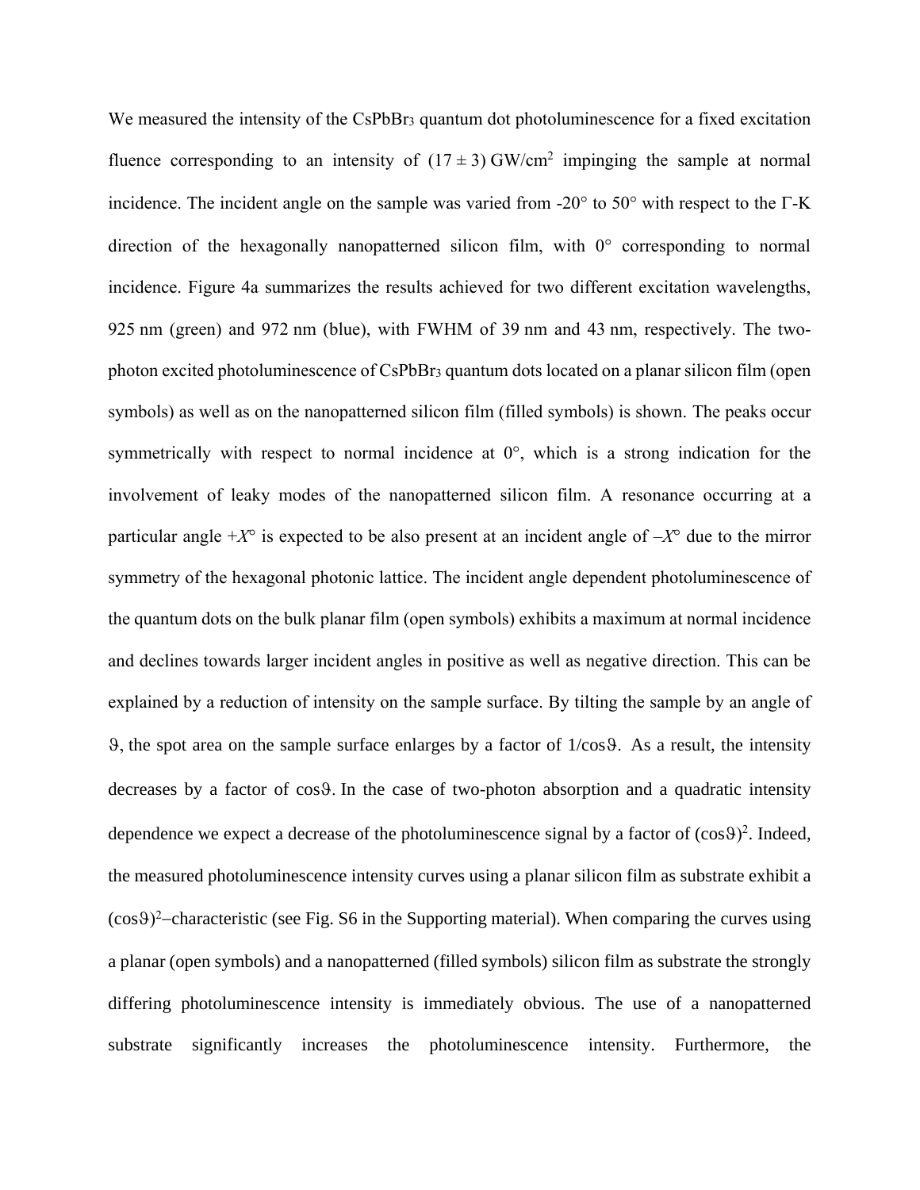We measured the intensity of the $CsPbBr_3$ quantum dot photoluminescence for a fixed excitation fluence corresponding to an intensity of $(17 \pm 3)$ GW/cm$^2$ impinging the sample at normal incidence. The incident angle on the sample was varied from -20° to 50° with respect to the Γ-K direction of the hexagonally nanopatterned silicon film, with 0° corresponding to normal incidence. Figure 4a summarizes the results achieved for two different excitation wavelengths, 925 nm (green) and 972 nm (blue), with FWHM of 39 nm and 43 nm, respectively. The two-photon excited photoluminescence of $CsPbBr_3$ quantum dots located on a planar silicon film (open symbols) as well as on the nanopatterned silicon film (filled symbols) is shown. The peaks occur symmetrically with respect to normal incidence at 0°, which is a strong indication for the involvement of leaky modes of the nanopatterned silicon film. A resonance occurring at a particular angle $+X°$ is expected to be also present at an incident angle of $–X°$ due to the mirror symmetry of the hexagonal photonic lattice. The incident angle dependent photoluminescence of the quantum dots on the bulk planar film (open symbols) exhibits a maximum at normal incidence and declines towards larger incident angles in positive as well as negative direction. This can be explained by a reduction of intensity on the sample surface. By tilting the sample by an angle of $\vartheta$, the spot area on the sample surface enlarges by a factor of $1/\cos\vartheta$. As a result, the intensity decreases by a factor of $\cos\vartheta$. In the case of two-photon absorption and a quadratic intensity dependence we expect a decrease of the photoluminescence signal by a factor of $(\cos\vartheta)^2$. Indeed, the measured photoluminescence intensity curves using a planar silicon film as substrate exhibit a $(\cos\vartheta)^2$–characteristic (see Fig. S6 in the Supporting material). When comparing the curves using a planar (open symbols) and a nanopatterned (filled symbols) silicon film as substrate the strongly differing photoluminescence intensity is immediately obvious. The use of a nanopatterned substrate significantly increases the photoluminescence intensity. Furthermore, the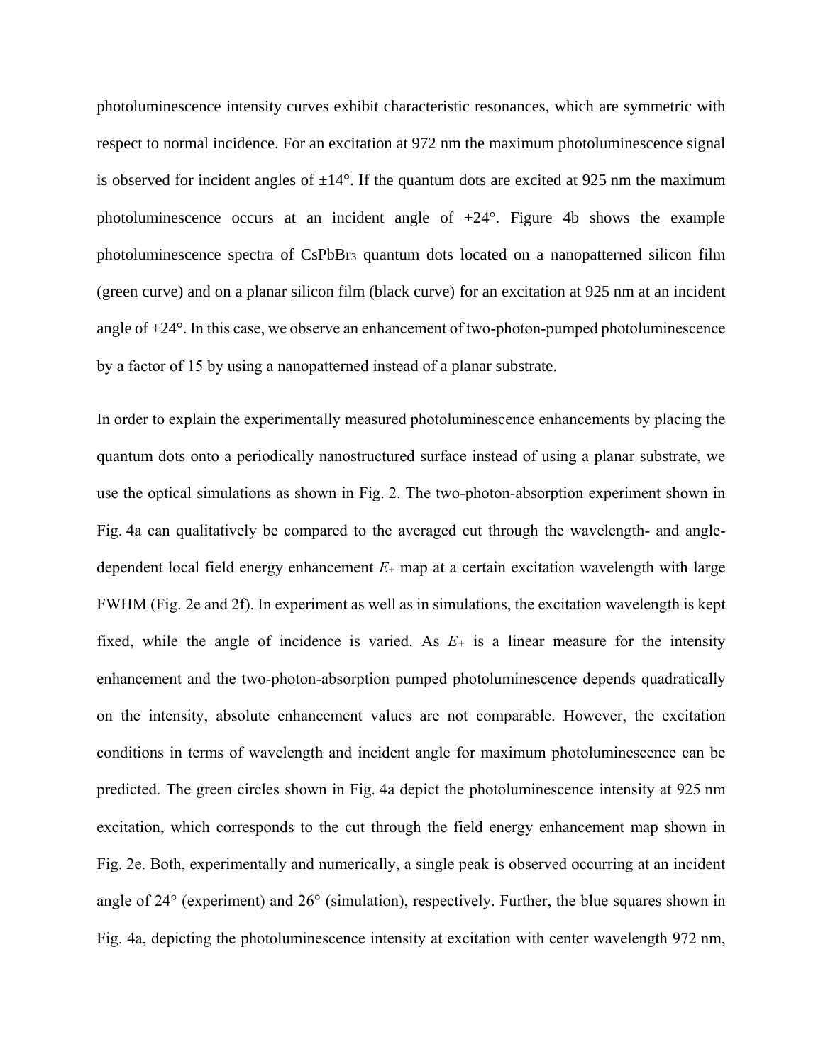photoluminescence intensity curves exhibit characteristic resonances, which are symmetric with respect to normal incidence. For an excitation at 972 nm the maximum photoluminescence signal is observed for incident angles of ±14°. If the quantum dots are excited at 925 nm the maximum photoluminescence occurs at an incident angle of +24°. Figure 4b shows the example photoluminescence spectra of $CsPbBr_3$ quantum dots located on a nanopatterned silicon film (green curve) and on a planar silicon film (black curve) for an excitation at 925 nm at an incident angle of +24°. In this case, we observe an enhancement of two-photon-pumped photoluminescence by a factor of 15 by using a nanopatterned instead of a planar substrate.

In order to explain the experimentally measured photoluminescence enhancements by placing the quantum dots onto a periodically nanostructured surface instead of using a planar substrate, we use the optical simulations as shown in Fig. 2. The two-photon-absorption experiment shown in Fig. 4a can qualitatively be compared to the averaged cut through the wavelength- and angle-dependent local field energy enhancement $E_+$ map at a certain excitation wavelength with large FWHM (Fig. 2e and 2f). In experiment as well as in simulations, the excitation wavelength is kept fixed, while the angle of incidence is varied. As $E_+$ is a linear measure for the intensity enhancement and the two-photon-absorption pumped photoluminescence depends quadratically on the intensity, absolute enhancement values are not comparable. However, the excitation conditions in terms of wavelength and incident angle for maximum photoluminescence can be predicted. The green circles shown in Fig. 4a depict the photoluminescence intensity at 925 nm excitation, which corresponds to the cut through the field energy enhancement map shown in Fig. 2e. Both, experimentally and numerically, a single peak is observed occurring at an incident angle of 24° (experiment) and 26° (simulation), respectively. Further, the blue squares shown in Fig. 4a, depicting the photoluminescence intensity at excitation with center wavelength 972 nm,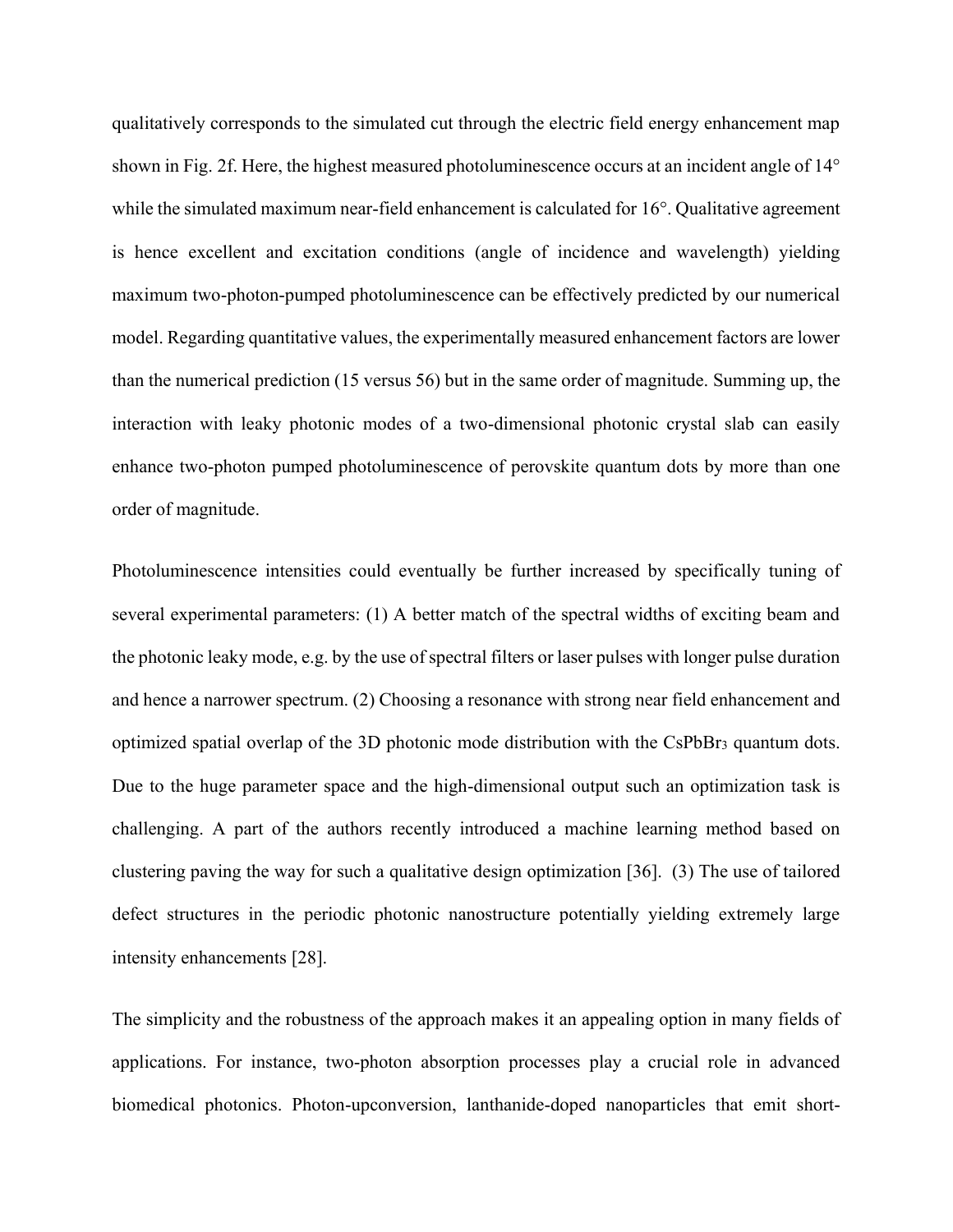qualitatively corresponds to the simulated cut through the electric field energy enhancement map shown in Fig. 2f. Here, the highest measured photoluminescence occurs at an incident angle of 14° while the simulated maximum near-field enhancement is calculated for 16°. Qualitative agreement is hence excellent and excitation conditions (angle of incidence and wavelength) yielding maximum two-photon-pumped photoluminescence can be effectively predicted by our numerical model. Regarding quantitative values, the experimentally measured enhancement factors are lower than the numerical prediction (15 versus 56) but in the same order of magnitude. Summing up, the interaction with leaky photonic modes of a two-dimensional photonic crystal slab can easily enhance two-photon pumped photoluminescence of perovskite quantum dots by more than one order of magnitude.

Photoluminescence intensities could eventually be further increased by specifically tuning of several experimental parameters: (1) A better match of the spectral widths of exciting beam and the photonic leaky mode, e.g. by the use of spectral filters or laser pulses with longer pulse duration and hence a narrower spectrum. (2) Choosing a resonance with strong near field enhancement and optimized spatial overlap of the 3D photonic mode distribution with the $CsPbBr_3$ quantum dots. Due to the huge parameter space and the high-dimensional output such an optimization task is challenging. A part of the authors recently introduced a machine learning method based on clustering paving the way for such a qualitative design optimization [36]. (3) The use of tailored defect structures in the periodic photonic nanostructure potentially yielding extremely large intensity enhancements [28].

The simplicity and the robustness of the approach makes it an appealing option in many fields of applications. For instance, two-photon absorption processes play a crucial role in advanced biomedical photonics. Photon-upconversion, lanthanide-doped nanoparticles that emit short-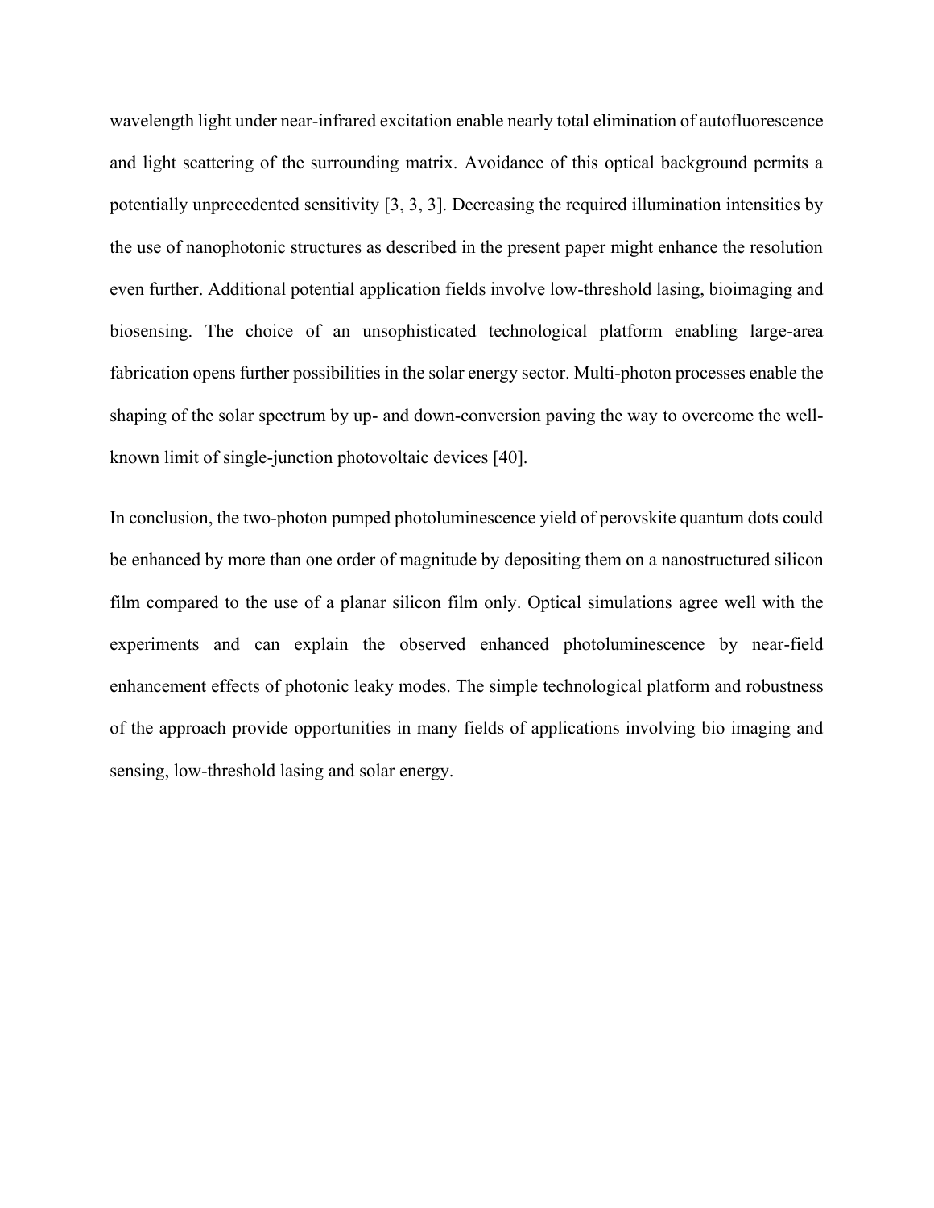wavelength light under near-infrared excitation enable nearly total elimination of autofluorescence and light scattering of the surrounding matrix. Avoidance of this optical background permits a potentially unprecedented sensitivity [3, 3, 3]. Decreasing the required illumination intensities by the use of nanophotonic structures as described in the present paper might enhance the resolution even further. Additional potential application fields involve low-threshold lasing, bioimaging and biosensing. The choice of an unsophisticated technological platform enabling large-area fabrication opens further possibilities in the solar energy sector. Multi-photon processes enable the shaping of the solar spectrum by up- and down-conversion paving the way to overcome the well-known limit of single-junction photovoltaic devices [40].

In conclusion, the two-photon pumped photoluminescence yield of perovskite quantum dots could be enhanced by more than one order of magnitude by depositing them on a nanostructured silicon film compared to the use of a planar silicon film only. Optical simulations agree well with the experiments and can explain the observed enhanced photoluminescence by near-field enhancement effects of photonic leaky modes. The simple technological platform and robustness of the approach provide opportunities in many fields of applications involving bio imaging and sensing, low-threshold lasing and solar energy.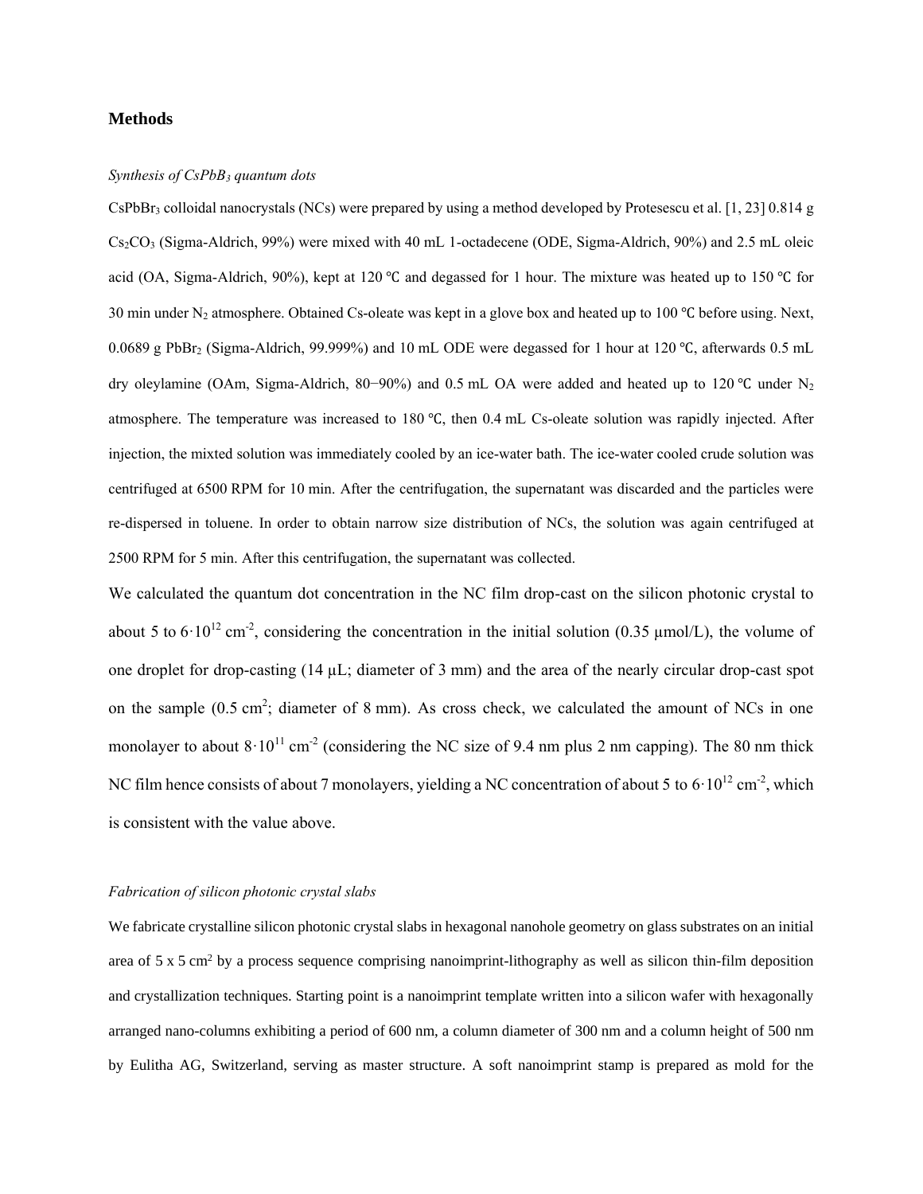## Methods

### *Synthesis of $CsPbB_3$ quantum dots*

$CsPbBr_3$ colloidal nanocrystals (NCs) were prepared by using a method developed by Protesescu et al. [1, 23] 0.814 g $Cs_2CO_3$ (Sigma-Aldrich, 99%) were mixed with 40 mL 1-octadecene (ODE, Sigma-Aldrich, 90%) and 2.5 mL oleic acid (OA, Sigma-Aldrich, 90%), kept at 120 ℃ and degassed for 1 hour. The mixture was heated up to 150 ℃ for 30 min under $N_2$ atmosphere. Obtained Cs-oleate was kept in a glove box and heated up to 100 ℃ before using. Next, 0.0689 g $PbBr_2$ (Sigma-Aldrich, 99.999%) and 10 mL ODE were degassed for 1 hour at 120 ℃, afterwards 0.5 mL dry oleylamine (OAm, Sigma-Aldrich, 80−90%) and 0.5 mL OA were added and heated up to 120 ℃ under $N_2$ atmosphere. The temperature was increased to 180 ℃, then 0.4 mL Cs-oleate solution was rapidly injected. After injection, the mixted solution was immediately cooled by an ice-water bath. The ice-water cooled crude solution was centrifuged at 6500 RPM for 10 min. After the centrifugation, the supernatant was discarded and the particles were re-dispersed in toluene. In order to obtain narrow size distribution of NCs, the solution was again centrifuged at 2500 RPM for 5 min. After this centrifugation, the supernatant was collected.

We calculated the quantum dot concentration in the NC film drop-cast on the silicon photonic crystal to about 5 to $6 \cdot 10^{12}$ $cm^{-2}$, considering the concentration in the initial solution (0.35 µmol/L), the volume of one droplet for drop-casting (14 µL; diameter of 3 mm) and the area of the nearly circular drop-cast spot on the sample (0.5 $cm^2$; diameter of 8 mm). As cross check, we calculated the amount of NCs in one monolayer to about $8 \cdot 10^{11}$ $cm^{-2}$ (considering the NC size of 9.4 nm plus 2 nm capping). The 80 nm thick NC film hence consists of about 7 monolayers, yielding a NC concentration of about 5 to $6 \cdot 10^{12}$ $cm^{-2}$, which is consistent with the value above.

### *Fabrication of silicon photonic crystal slabs*

We fabricate crystalline silicon photonic crystal slabs in hexagonal nanohole geometry on glass substrates on an initial area of 5 x 5 $cm^2$ by a process sequence comprising nanoimprint-lithography as well as silicon thin-film deposition and crystallization techniques. Starting point is a nanoimprint template written into a silicon wafer with hexagonally arranged nano-columns exhibiting a period of 600 nm, a column diameter of 300 nm and a column height of 500 nm by Eulitha AG, Switzerland, serving as master structure. A soft nanoimprint stamp is prepared as mold for the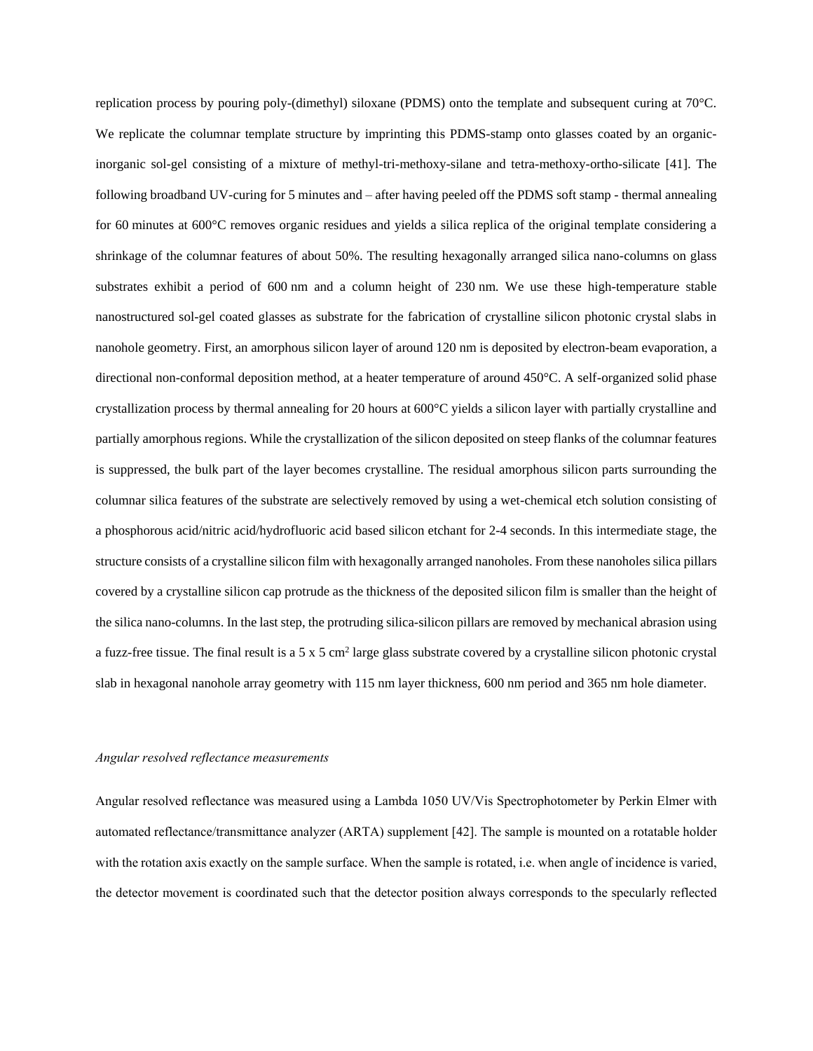replication process by pouring poly-(dimethyl) siloxane (PDMS) onto the template and subsequent curing at 70°C. We replicate the columnar template structure by imprinting this PDMS-stamp onto glasses coated by an organic-inorganic sol-gel consisting of a mixture of methyl-tri-methoxy-silane and tetra-methoxy-ortho-silicate [41]. The following broadband UV-curing for 5 minutes and – after having peeled off the PDMS soft stamp - thermal annealing for 60 minutes at 600°C removes organic residues and yields a silica replica of the original template considering a shrinkage of the columnar features of about 50%. The resulting hexagonally arranged silica nano-columns on glass substrates exhibit a period of 600 nm and a column height of 230 nm. We use these high-temperature stable nanostructured sol-gel coated glasses as substrate for the fabrication of crystalline silicon photonic crystal slabs in nanohole geometry. First, an amorphous silicon layer of around 120 nm is deposited by electron-beam evaporation, a directional non-conformal deposition method, at a heater temperature of around 450°C. A self-organized solid phase crystallization process by thermal annealing for 20 hours at 600°C yields a silicon layer with partially crystalline and partially amorphous regions. While the crystallization of the silicon deposited on steep flanks of the columnar features is suppressed, the bulk part of the layer becomes crystalline. The residual amorphous silicon parts surrounding the columnar silica features of the substrate are selectively removed by using a wet-chemical etch solution consisting of a phosphorous acid/nitric acid/hydrofluoric acid based silicon etchant for 2-4 seconds. In this intermediate stage, the structure consists of a crystalline silicon film with hexagonally arranged nanoholes. From these nanoholes silica pillars covered by a crystalline silicon cap protrude as the thickness of the deposited silicon film is smaller than the height of the silica nano-columns. In the last step, the protruding silica-silicon pillars are removed by mechanical abrasion using a fuzz-free tissue. The final result is a 5 x 5 $cm^2$ large glass substrate covered by a crystalline silicon photonic crystal slab in hexagonal nanohole array geometry with 115 nm layer thickness, 600 nm period and 365 nm hole diameter.

*Angular resolved reflectance measurements*

Angular resolved reflectance was measured using a Lambda 1050 UV/Vis Spectrophotometer by Perkin Elmer with automated reflectance/transmittance analyzer (ARTA) supplement [42]. The sample is mounted on a rotatable holder with the rotation axis exactly on the sample surface. When the sample is rotated, i.e. when angle of incidence is varied, the detector movement is coordinated such that the detector position always corresponds to the specularly reflected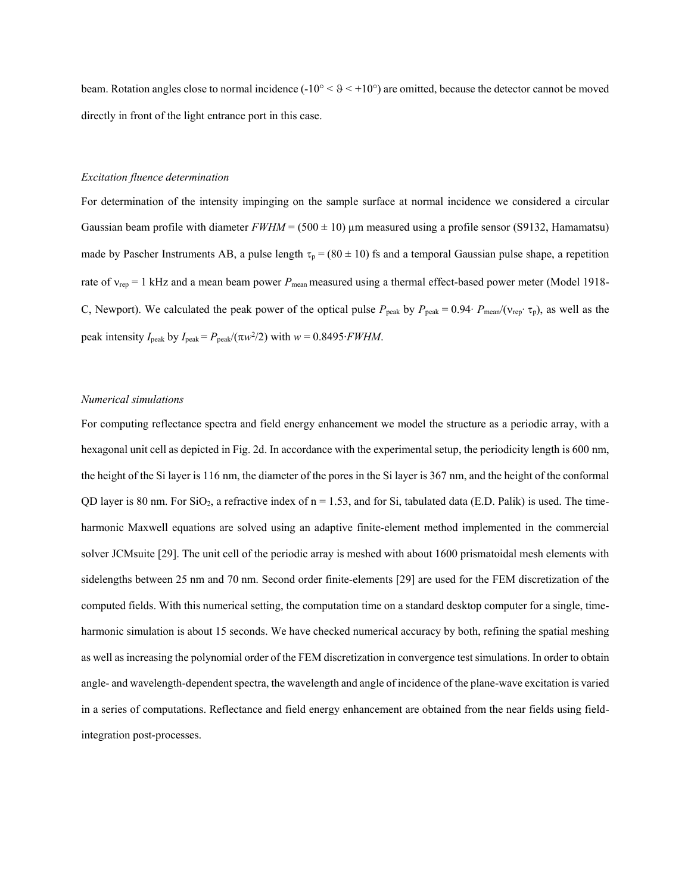beam. Rotation angles close to normal incidence ($-10° < \vartheta < +10°$) are omitted, because the detector cannot be moved directly in front of the light entrance port in this case.

*Excitation fluence determination*

For determination of the intensity impinging on the sample surface at normal incidence we considered a circular Gaussian beam profile with diameter $FWHM = (500 \pm 10)$ µm measured using a profile sensor (S9132, Hamamatsu) made by Pascher Instruments AB, a pulse length $\tau_p = (80 \pm 10)$ fs and a temporal Gaussian pulse shape, a repetition rate of $\nu_{rep} = 1$ kHz and a mean beam power $P_{mean}$ measured using a thermal effect-based power meter (Model 1918-C, Newport). We calculated the peak power of the optical pulse $P_{peak}$ by $P_{peak} = 0.94 \cdot P_{mean}/(\nu_{rep} \cdot \tau_p)$, as well as the peak intensity $I_{peak}$ by $I_{peak} = P_{peak}/(\pi w^2/2)$ with $w = 0.8495 \cdot FWHM$.

*Numerical simulations*

For computing reflectance spectra and field energy enhancement we model the structure as a periodic array, with a hexagonal unit cell as depicted in Fig. 2d. In accordance with the experimental setup, the periodicity length is 600 nm, the height of the Si layer is 116 nm, the diameter of the pores in the Si layer is 367 nm, and the height of the conformal QD layer is 80 nm. For $SiO_2$, a refractive index of n = 1.53, and for Si, tabulated data (E.D. Palik) is used. The time-harmonic Maxwell equations are solved using an adaptive finite-element method implemented in the commercial solver JCMsuite [29]. The unit cell of the periodic array is meshed with about 1600 prismatoidal mesh elements with sidelengths between 25 nm and 70 nm. Second order finite-elements [29] are used for the FEM discretization of the computed fields. With this numerical setting, the computation time on a standard desktop computer for a single, time-harmonic simulation is about 15 seconds. We have checked numerical accuracy by both, refining the spatial meshing as well as increasing the polynomial order of the FEM discretization in convergence test simulations. In order to obtain angle- and wavelength-dependent spectra, the wavelength and angle of incidence of the plane-wave excitation is varied in a series of computations. Reflectance and field energy enhancement are obtained from the near fields using field-integration post-processes.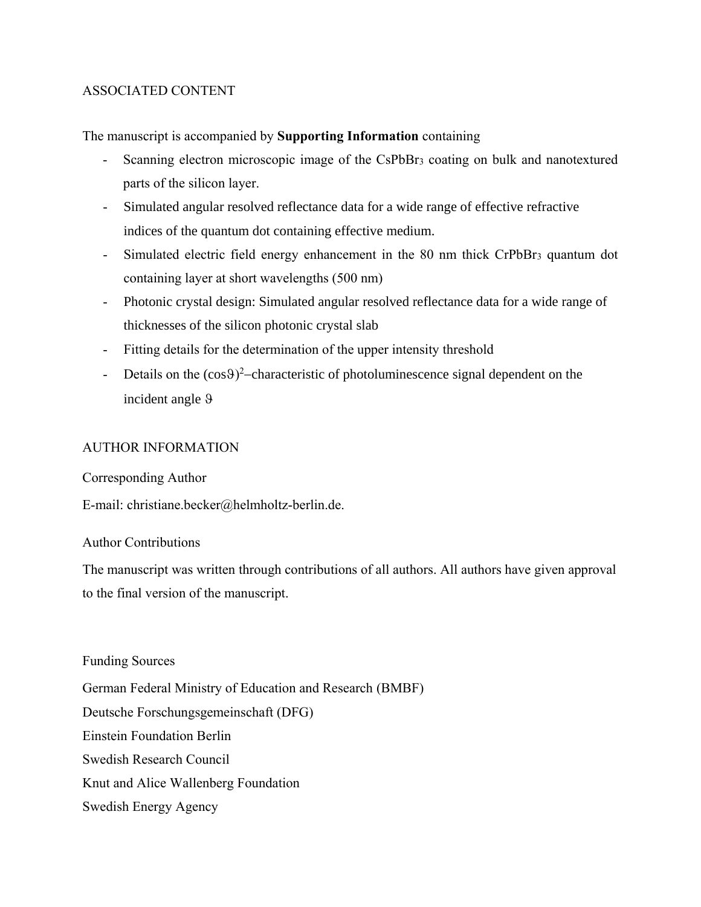## ASSOCIATED CONTENT

The manuscript is accompanied by **Supporting Information** containing

- Scanning electron microscopic image of the $CsPbBr_3$ coating on bulk and nanotextured parts of the silicon layer.
- Simulated angular resolved reflectance data for a wide range of effective refractive indices of the quantum dot containing effective medium.
- Simulated electric field energy enhancement in the 80 nm thick $CrPbBr_3$ quantum dot containing layer at short wavelengths (500 nm)
- Photonic crystal design: Simulated angular resolved reflectance data for a wide range of thicknesses of the silicon photonic crystal slab
- Fitting details for the determination of the upper intensity threshold
- Details on the $(\cos\vartheta)^2$–characteristic of photoluminescence signal dependent on the incident angle $\vartheta$

## AUTHOR INFORMATION

### Corresponding Author

E-mail: christiane.becker@helmholtz-berlin.de.

### Author Contributions

The manuscript was written through contributions of all authors. All authors have given approval to the final version of the manuscript.

### Funding Sources

German Federal Ministry of Education and Research (BMBF)

Deutsche Forschungsgemeinschaft (DFG)

Einstein Foundation Berlin

Swedish Research Council

Knut and Alice Wallenberg Foundation

Swedish Energy Agency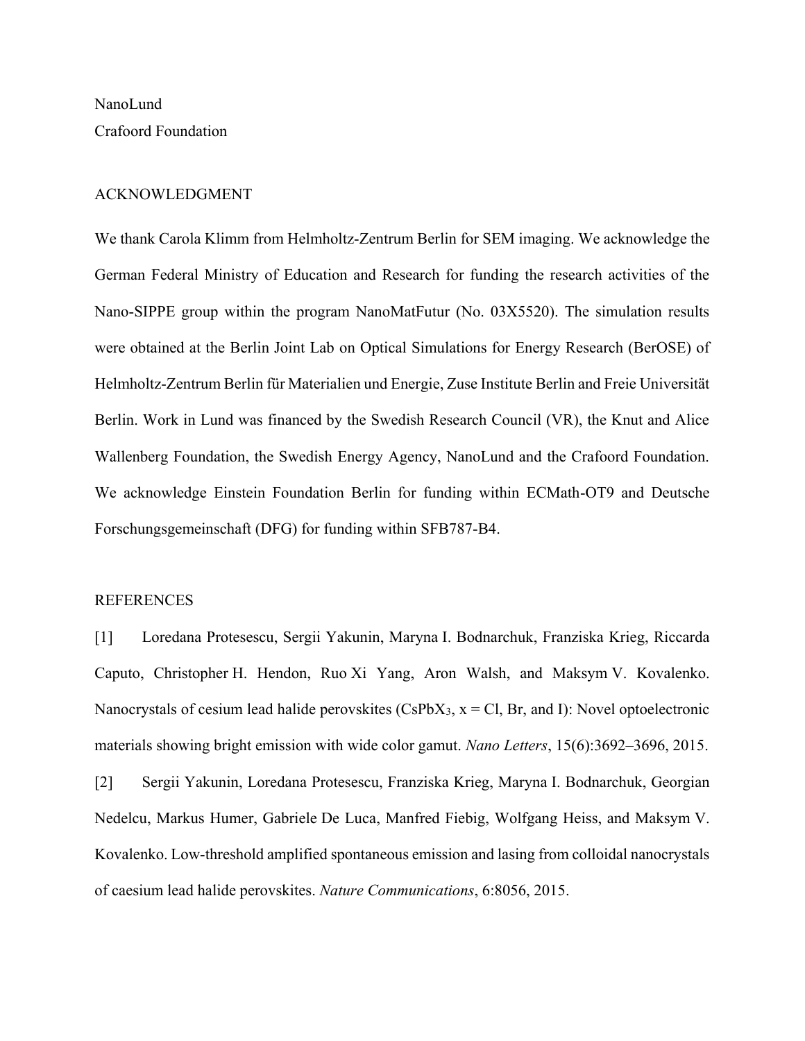NanoLund
Crafoord Foundation

## ACKNOWLEDGMENT

We thank Carola Klimm from Helmholtz-Zentrum Berlin for SEM imaging. We acknowledge the German Federal Ministry of Education and Research for funding the research activities of the Nano-SIPPE group within the program NanoMatFutur (No. 03X5520). The simulation results were obtained at the Berlin Joint Lab on Optical Simulations for Energy Research (BerOSE) of Helmholtz-Zentrum Berlin für Materialien und Energie, Zuse Institute Berlin and Freie Universität Berlin. Work in Lund was financed by the Swedish Research Council (VR), the Knut and Alice Wallenberg Foundation, the Swedish Energy Agency, NanoLund and the Crafoord Foundation. We acknowledge Einstein Foundation Berlin for funding within ECMath-OT9 and Deutsche Forschungsgemeinschaft (DFG) for funding within SFB787-B4.

## REFERENCES

[1] Loredana Protesescu, Sergii Yakunin, Maryna I. Bodnarchuk, Franziska Krieg, Riccarda Caputo, Christopher H. Hendon, Ruo Xi Yang, Aron Walsh, and Maksym V. Kovalenko. Nanocrystals of cesium lead halide perovskites ($CsPbX_3$, x = Cl, Br, and I): Novel optoelectronic materials showing bright emission with wide color gamut. *Nano Letters*, 15(6):3692–3696, 2015.

[2] Sergii Yakunin, Loredana Protesescu, Franziska Krieg, Maryna I. Bodnarchuk, Georgian Nedelcu, Markus Humer, Gabriele De Luca, Manfred Fiebig, Wolfgang Heiss, and Maksym V. Kovalenko. Low-threshold amplified spontaneous emission and lasing from colloidal nanocrystals of caesium lead halide perovskites. *Nature Communications*, 6:8056, 2015.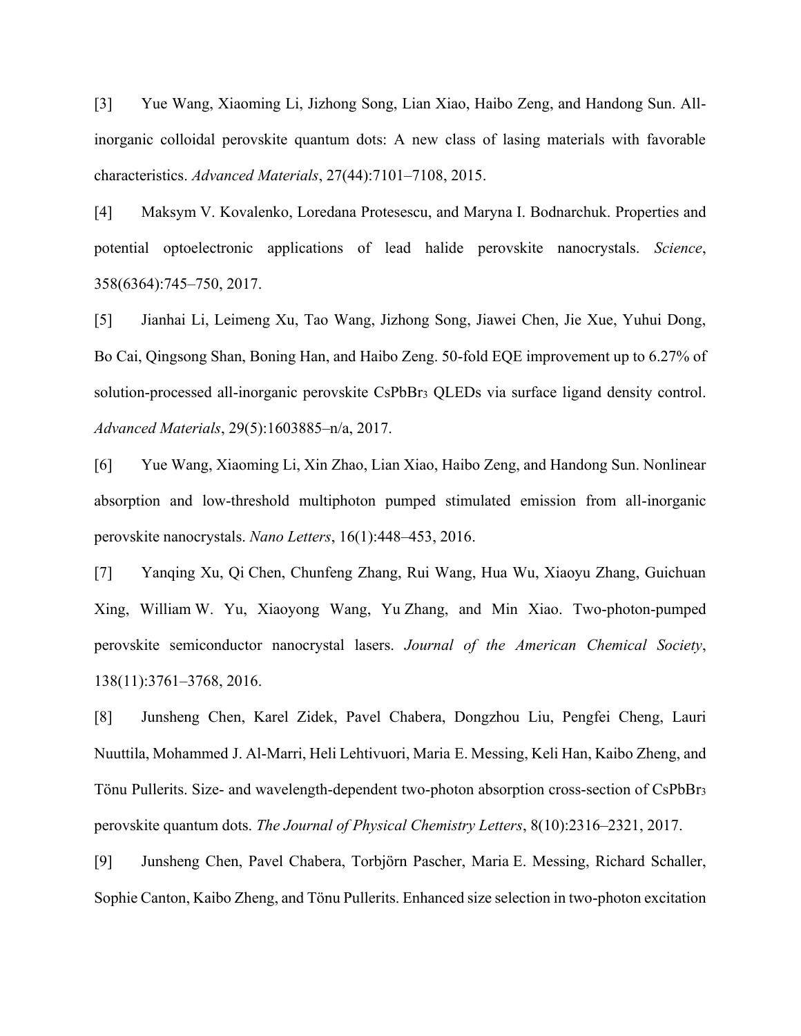[3] Yue Wang, Xiaoming Li, Jizhong Song, Lian Xiao, Haibo Zeng, and Handong Sun. All-inorganic colloidal perovskite quantum dots: A new class of lasing materials with favorable characteristics. *Advanced Materials*, 27(44):7101–7108, 2015.

[4] Maksym V. Kovalenko, Loredana Protesescu, and Maryna I. Bodnarchuk. Properties and potential optoelectronic applications of lead halide perovskite nanocrystals. *Science*, 358(6364):745–750, 2017.

[5] Jianhai Li, Leimeng Xu, Tao Wang, Jizhong Song, Jiawei Chen, Jie Xue, Yuhui Dong, Bo Cai, Qingsong Shan, Boning Han, and Haibo Zeng. 50-fold EQE improvement up to 6.27% of solution-processed all-inorganic perovskite $CsPbBr_3$ QLEDs via surface ligand density control. *Advanced Materials*, 29(5):1603885–n/a, 2017.

[6] Yue Wang, Xiaoming Li, Xin Zhao, Lian Xiao, Haibo Zeng, and Handong Sun. Nonlinear absorption and low-threshold multiphoton pumped stimulated emission from all-inorganic perovskite nanocrystals. *Nano Letters*, 16(1):448–453, 2016.

[7] Yanqing Xu, Qi Chen, Chunfeng Zhang, Rui Wang, Hua Wu, Xiaoyu Zhang, Guichuan Xing, William W. Yu, Xiaoyong Wang, Yu Zhang, and Min Xiao. Two-photon-pumped perovskite semiconductor nanocrystal lasers. *Journal of the American Chemical Society*, 138(11):3761–3768, 2016.

[8] Junsheng Chen, Karel Zidek, Pavel Chabera, Dongzhou Liu, Pengfei Cheng, Lauri Nuuttila, Mohammed J. Al-Marri, Heli Lehtivuori, Maria E. Messing, Keli Han, Kaibo Zheng, and Tönu Pullerits. Size- and wavelength-dependent two-photon absorption cross-section of $CsPbBr_3$ perovskite quantum dots. *The Journal of Physical Chemistry Letters*, 8(10):2316–2321, 2017.

[9] Junsheng Chen, Pavel Chabera, Torbjörn Pascher, Maria E. Messing, Richard Schaller, Sophie Canton, Kaibo Zheng, and Tönu Pullerits. Enhanced size selection in two-photon excitation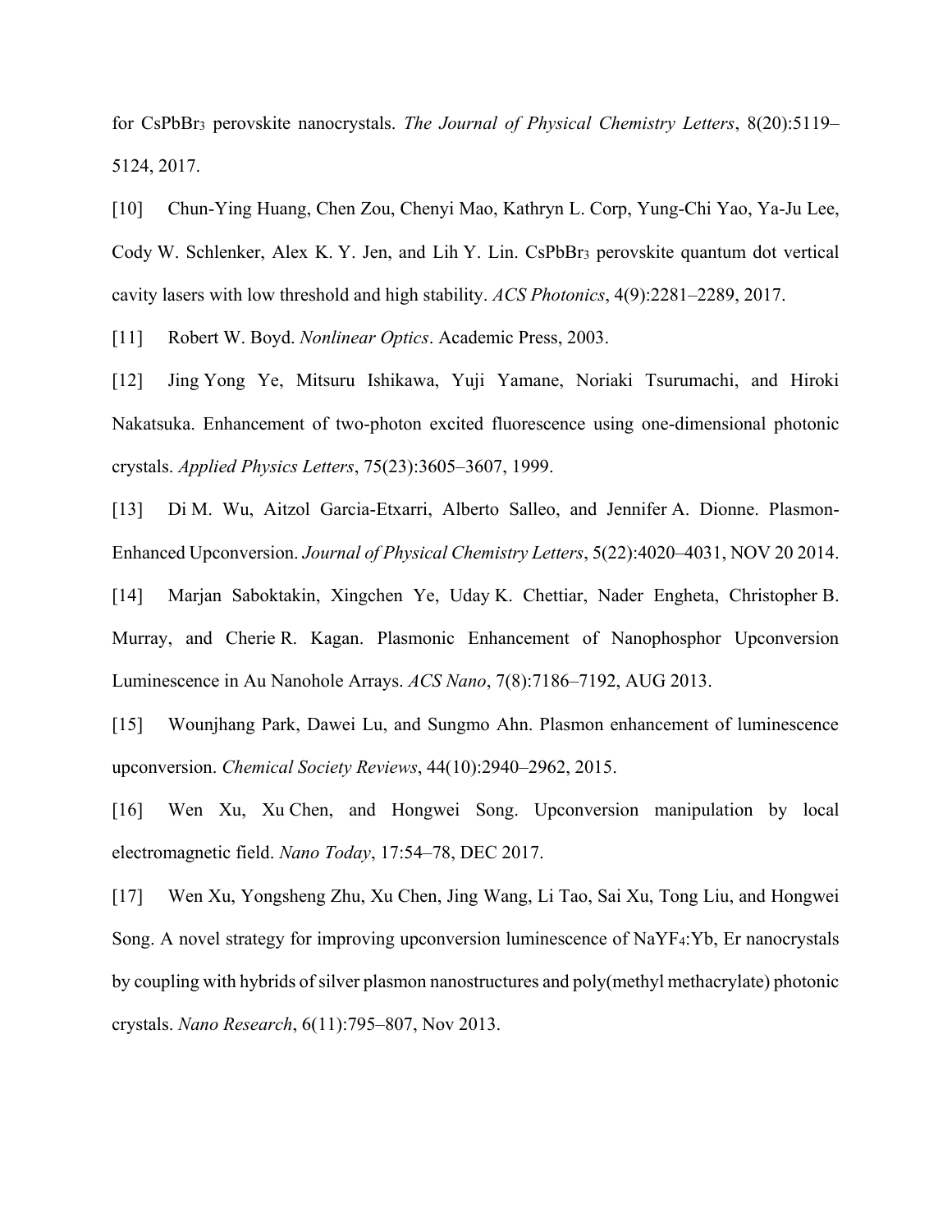for $CsPbBr_3$ perovskite nanocrystals. *The Journal of Physical Chemistry Letters*, 8(20):5119–5124, 2017.

[10] Chun-Ying Huang, Chen Zou, Chenyi Mao, Kathryn L. Corp, Yung-Chi Yao, Ya-Ju Lee, Cody W. Schlenker, Alex K. Y. Jen, and Lih Y. Lin. $CsPbBr_3$ perovskite quantum dot vertical cavity lasers with low threshold and high stability. *ACS Photonics*, 4(9):2281–2289, 2017.

[11] Robert W. Boyd. *Nonlinear Optics*. Academic Press, 2003.

[12] Jing Yong Ye, Mitsuru Ishikawa, Yuji Yamane, Noriaki Tsurumachi, and Hiroki Nakatsuka. Enhancement of two-photon excited fluorescence using one-dimensional photonic crystals. *Applied Physics Letters*, 75(23):3605–3607, 1999.

[13] Di M. Wu, Aitzol Garcia-Etxarri, Alberto Salleo, and Jennifer A. Dionne. Plasmon-Enhanced Upconversion. *Journal of Physical Chemistry Letters*, 5(22):4020–4031, NOV 20 2014.

[14] Marjan Saboktakin, Xingchen Ye, Uday K. Chettiar, Nader Engheta, Christopher B. Murray, and Cherie R. Kagan. Plasmonic Enhancement of Nanophosphor Upconversion Luminescence in Au Nanohole Arrays. *ACS Nano*, 7(8):7186–7192, AUG 2013.

[15] Wounjhang Park, Dawei Lu, and Sungmo Ahn. Plasmon enhancement of luminescence upconversion. *Chemical Society Reviews*, 44(10):2940–2962, 2015.

[16] Wen Xu, Xu Chen, and Hongwei Song. Upconversion manipulation by local electromagnetic field. *Nano Today*, 17:54–78, DEC 2017.

[17] Wen Xu, Yongsheng Zhu, Xu Chen, Jing Wang, Li Tao, Sai Xu, Tong Liu, and Hongwei Song. A novel strategy for improving upconversion luminescence of $NaYF_4$:Yb, Er nanocrystals by coupling with hybrids of silver plasmon nanostructures and poly(methyl methacrylate) photonic crystals. *Nano Research*, 6(11):795–807, Nov 2013.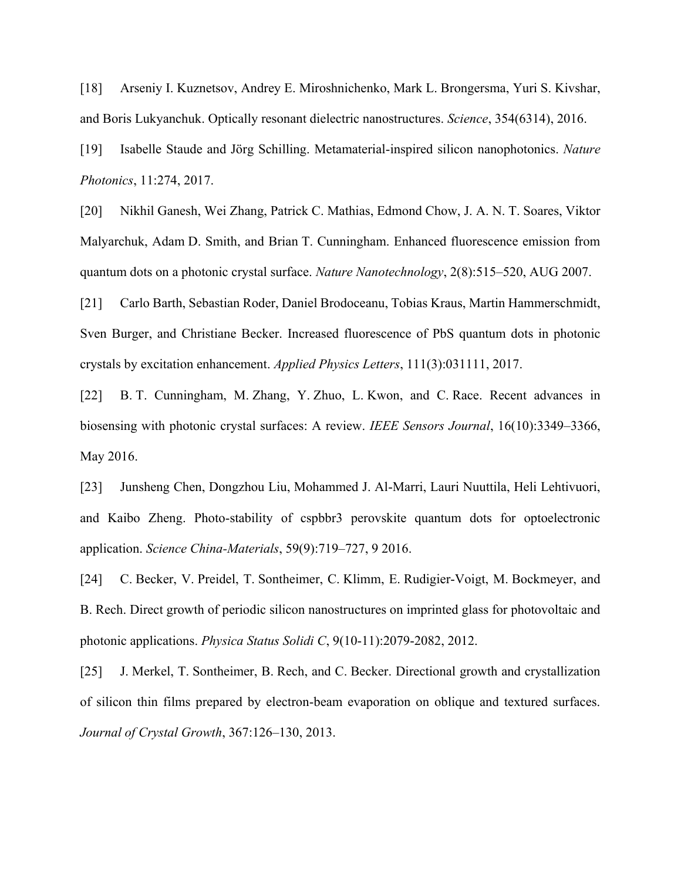[18] Arseniy I. Kuznetsov, Andrey E. Miroshnichenko, Mark L. Brongersma, Yuri S. Kivshar, and Boris Lukyanchuk. Optically resonant dielectric nanostructures. *Science*, 354(6314), 2016.

[19] Isabelle Staude and Jörg Schilling. Metamaterial-inspired silicon nanophotonics. *Nature Photonics*, 11:274, 2017.

[20] Nikhil Ganesh, Wei Zhang, Patrick C. Mathias, Edmond Chow, J. A. N. T. Soares, Viktor Malyarchuk, Adam D. Smith, and Brian T. Cunningham. Enhanced fluorescence emission from quantum dots on a photonic crystal surface. *Nature Nanotechnology*, 2(8):515–520, AUG 2007.

[21] Carlo Barth, Sebastian Roder, Daniel Brodoceanu, Tobias Kraus, Martin Hammerschmidt, Sven Burger, and Christiane Becker. Increased fluorescence of PbS quantum dots in photonic crystals by excitation enhancement. *Applied Physics Letters*, 111(3):031111, 2017.

[22] B. T. Cunningham, M. Zhang, Y. Zhuo, L. Kwon, and C. Race. Recent advances in biosensing with photonic crystal surfaces: A review. *IEEE Sensors Journal*, 16(10):3349–3366, May 2016.

[23] Junsheng Chen, Dongzhou Liu, Mohammed J. Al-Marri, Lauri Nuuttila, Heli Lehtivuori, and Kaibo Zheng. Photo-stability of cspbbr3 perovskite quantum dots for optoelectronic application. *Science China-Materials*, 59(9):719–727, 9 2016.

[24] C. Becker, V. Preidel, T. Sontheimer, C. Klimm, E. Rudigier-Voigt, M. Bockmeyer, and B. Rech. Direct growth of periodic silicon nanostructures on imprinted glass for photovoltaic and photonic applications. *Physica Status Solidi C*, 9(10-11):2079-2082, 2012.

[25] J. Merkel, T. Sontheimer, B. Rech, and C. Becker. Directional growth and crystallization of silicon thin films prepared by electron-beam evaporation on oblique and textured surfaces. *Journal of Crystal Growth*, 367:126–130, 2013.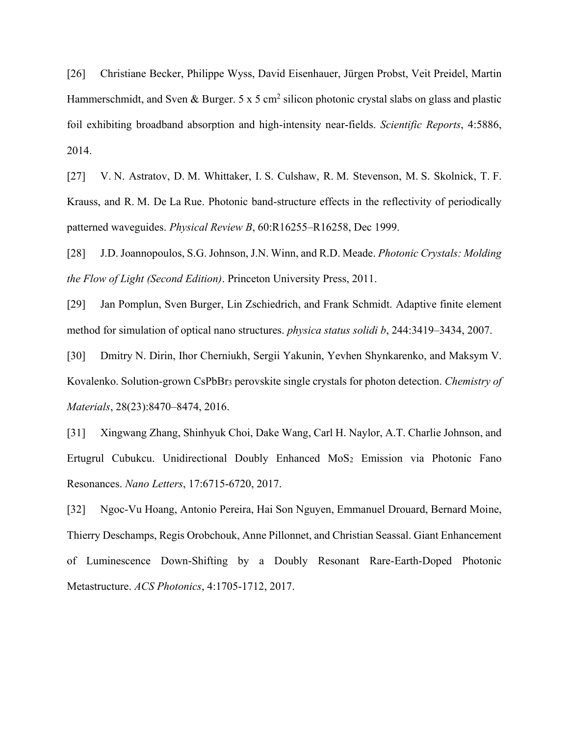[26] Christiane Becker, Philippe Wyss, David Eisenhauer, Jürgen Probst, Veit Preidel, Martin Hammerschmidt, and Sven & Burger. 5 x 5 $cm^2$ silicon photonic crystal slabs on glass and plastic foil exhibiting broadband absorption and high-intensity near-fields. *Scientific Reports*, 4:5886, 2014.

[27] V. N. Astratov, D. M. Whittaker, I. S. Culshaw, R. M. Stevenson, M. S. Skolnick, T. F. Krauss, and R. M. De La Rue. Photonic band-structure effects in the reflectivity of periodically patterned waveguides. *Physical Review B*, 60:R16255–R16258, Dec 1999.

[28] J.D. Joannopoulos, S.G. Johnson, J.N. Winn, and R.D. Meade. *Photonic Crystals: Molding the Flow of Light (Second Edition)*. Princeton University Press, 2011.

[29] Jan Pomplun, Sven Burger, Lin Zschiedrich, and Frank Schmidt. Adaptive finite element method for simulation of optical nano structures. *physica status solidi b*, 244:3419–3434, 2007.

[30] Dmitry N. Dirin, Ihor Cherniukh, Sergii Yakunin, Yevhen Shynkarenko, and Maksym V. Kovalenko. Solution-grown $CsPbBr_3$ perovskite single crystals for photon detection. *Chemistry of Materials*, 28(23):8470–8474, 2016.

[31] Xingwang Zhang, Shinhyuk Choi, Dake Wang, Carl H. Naylor, A.T. Charlie Johnson, and Ertugrul Cubukcu. Unidirectional Doubly Enhanced $MoS_2$ Emission via Photonic Fano Resonances. *Nano Letters*, 17:6715-6720, 2017.

[32] Ngoc-Vu Hoang, Antonio Pereira, Hai Son Nguyen, Emmanuel Drouard, Bernard Moine, Thierry Deschamps, Regis Orobchouk, Anne Pillonnet, and Christian Seassal. Giant Enhancement of Luminescence Down-Shifting by a Doubly Resonant Rare-Earth-Doped Photonic Metastructure. *ACS Photonics*, 4:1705-1712, 2017.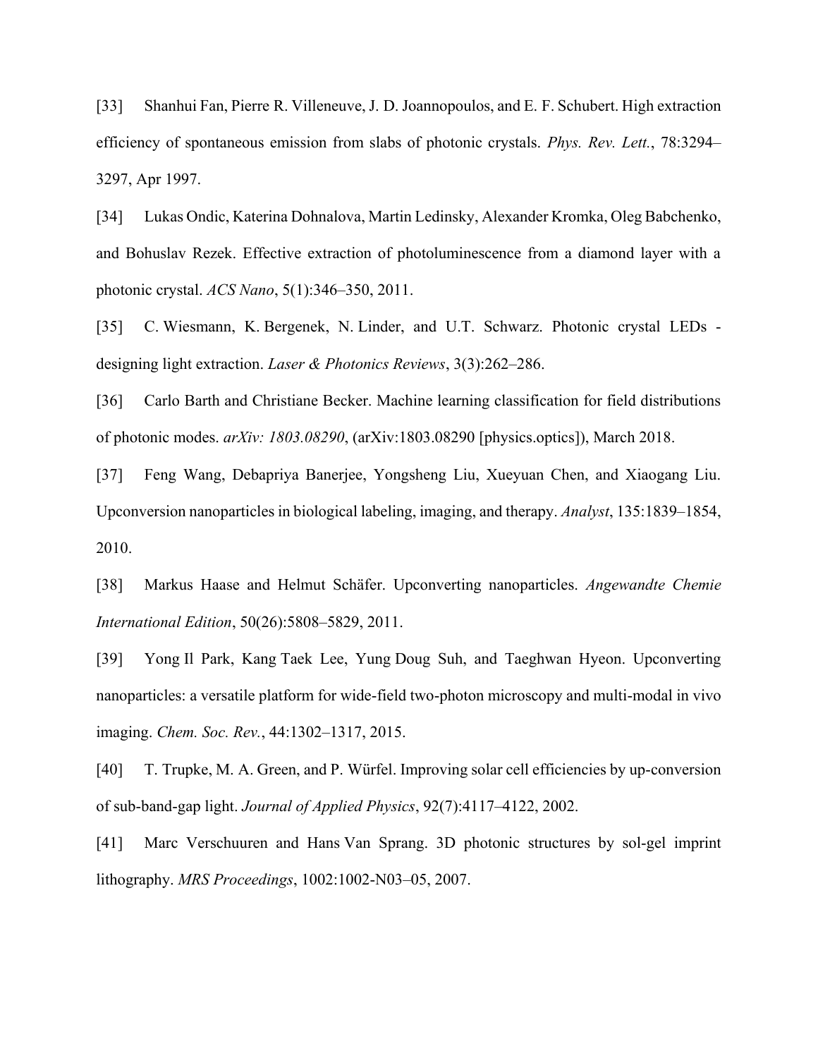[33] Shanhui Fan, Pierre R. Villeneuve, J. D. Joannopoulos, and E. F. Schubert. High extraction efficiency of spontaneous emission from slabs of photonic crystals. *Phys. Rev. Lett.*, 78:3294–3297, Apr 1997.

[34] Lukas Ondic, Katerina Dohnalova, Martin Ledinsky, Alexander Kromka, Oleg Babchenko, and Bohuslav Rezek. Effective extraction of photoluminescence from a diamond layer with a photonic crystal. *ACS Nano*, 5(1):346–350, 2011.

[35] C. Wiesmann, K. Bergenek, N. Linder, and U.T. Schwarz. Photonic crystal LEDs - designing light extraction. *Laser & Photonics Reviews*, 3(3):262–286.

[36] Carlo Barth and Christiane Becker. Machine learning classification for field distributions of photonic modes. *arXiv: 1803.08290*, (arXiv:1803.08290 [physics.optics]), March 2018.

[37] Feng Wang, Debapriya Banerjee, Yongsheng Liu, Xueyuan Chen, and Xiaogang Liu. Upconversion nanoparticles in biological labeling, imaging, and therapy. *Analyst*, 135:1839–1854, 2010.

[38] Markus Haase and Helmut Schäfer. Upconverting nanoparticles. *Angewandte Chemie International Edition*, 50(26):5808–5829, 2011.

[39] Yong Il Park, Kang Taek Lee, Yung Doug Suh, and Taeghwan Hyeon. Upconverting nanoparticles: a versatile platform for wide-field two-photon microscopy and multi-modal in vivo imaging. *Chem. Soc. Rev.*, 44:1302–1317, 2015.

[40] T. Trupke, M. A. Green, and P. Würfel. Improving solar cell efficiencies by up-conversion of sub-band-gap light. *Journal of Applied Physics*, 92(7):4117–4122, 2002.

[41] Marc Verschuuren and Hans Van Sprang. 3D photonic structures by sol-gel imprint lithography. *MRS Proceedings*, 1002:1002-N03–05, 2007.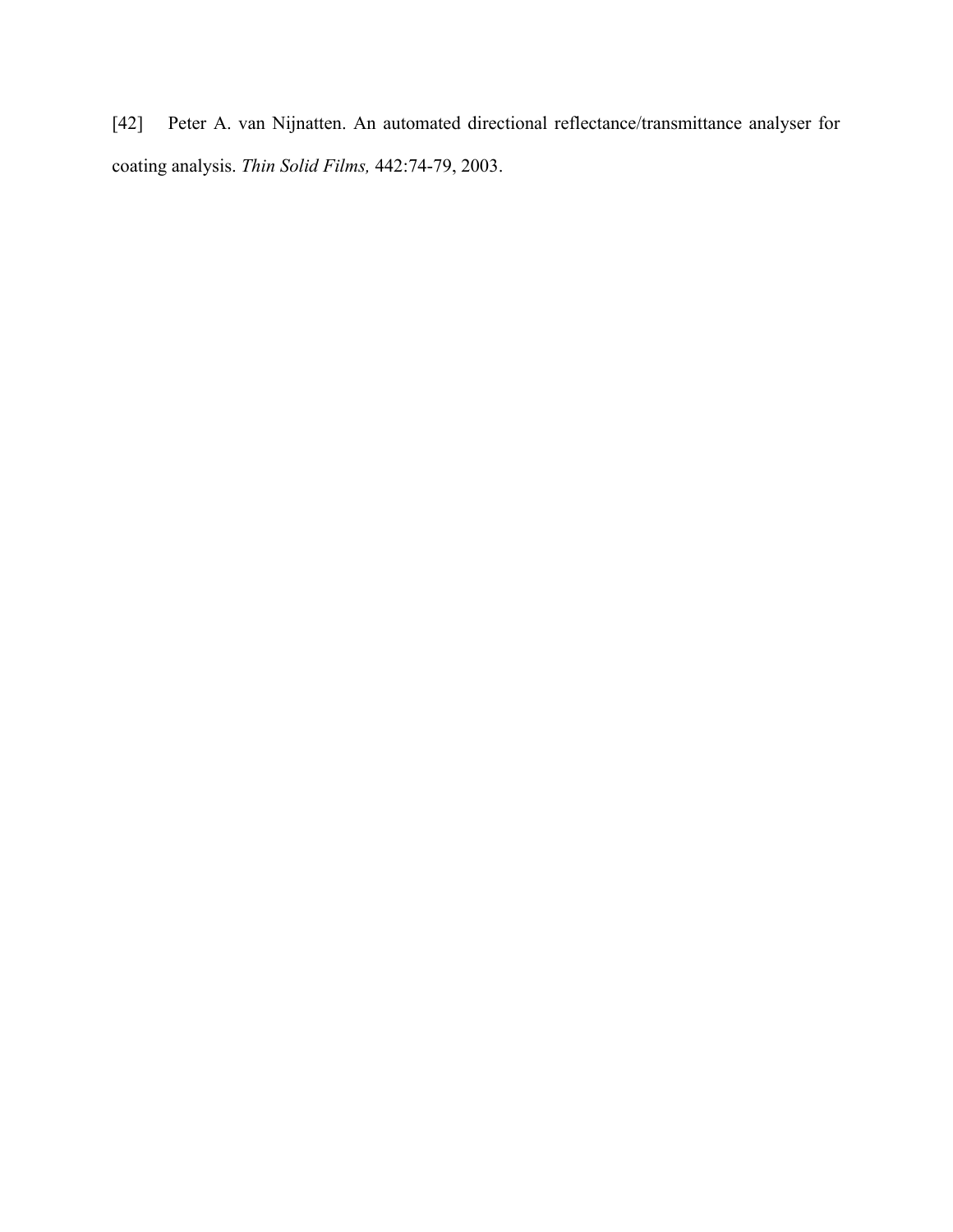[42] Peter A. van Nijnatten. An automated directional reflectance/transmittance analyser for coating analysis. *Thin Solid Films,* 442:74-79, 2003.